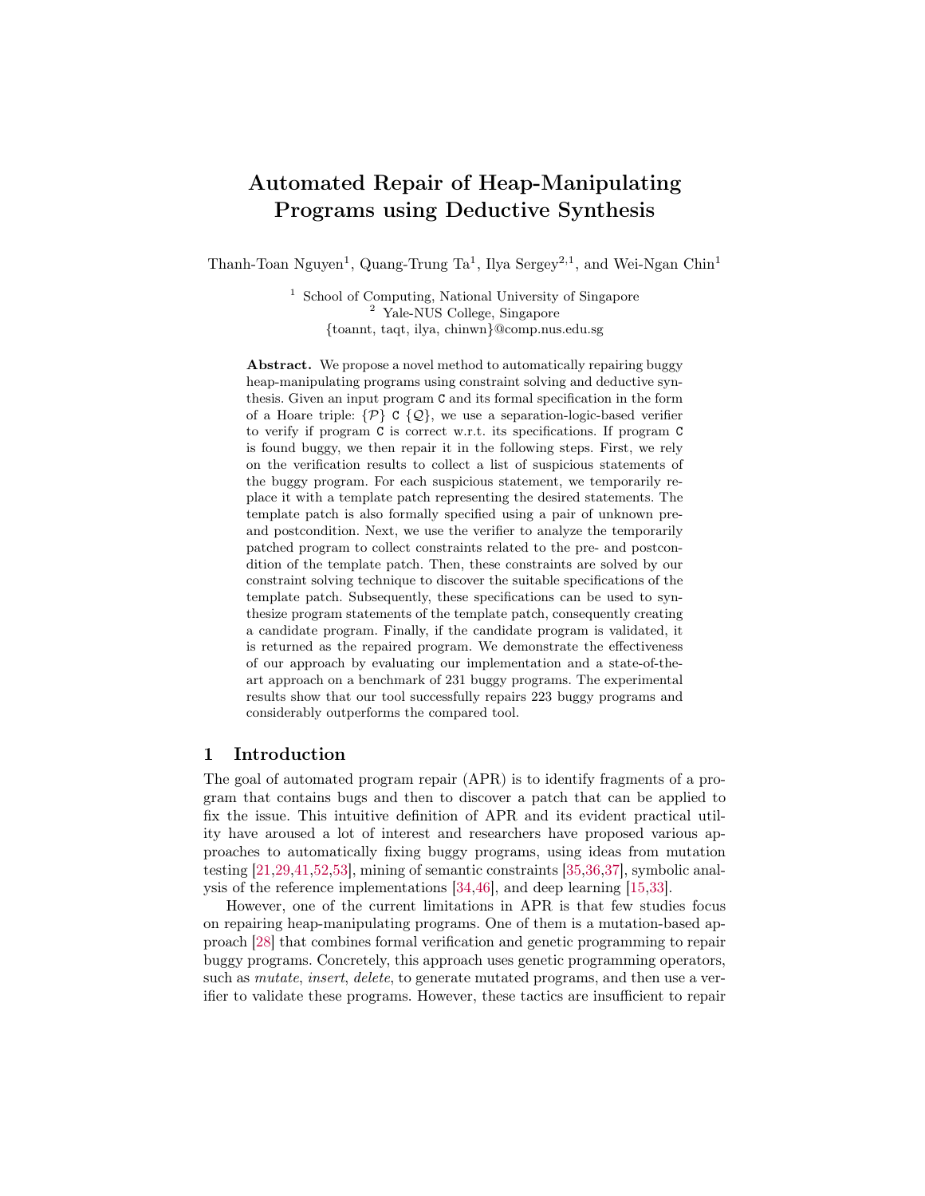# Automated Repair of Heap-Manipulating Programs using Deductive Synthesis

Thanh-Toan Nguyen[1], Quang-Trung Ta[1], Ilya Sergey[2,1], and Wei-Ngan Chin[1]

[1] School of Computing, National University of Singapore
[2] Yale-NUS College, Singapore
{toannt, taqt, ilya, chinwn}@comp.nus.edu.sg

**Abstract.** We propose a novel method to automatically repairing buggy heap-manipulating programs using constraint solving and deductive synthesis. Given an input program `C` and its formal specification in the form of a Hoare triple: $\{\mathcal{P}\}$ `C` $\{\mathcal{Q}\}$, we use a separation-logic-based verifier to verify if program `C` is correct w.r.t. its specifications. If program `C` is found buggy, we then repair it in the following steps. First, we rely on the verification results to collect a list of suspicious statements of the buggy program. For each suspicious statement, we temporarily replace it with a template patch representing the desired statements. The template patch is also formally specified using a pair of unknown pre- and postcondition. Next, we use the verifier to analyze the temporarily patched program to collect constraints related to the pre- and postcondition of the template patch. Then, these constraints are solved by our constraint solving technique to discover the suitable specifications of the template patch. Subsequently, these specifications can be used to synthesize program statements of the template patch, consequently creating a candidate program. Finally, if the candidate program is validated, it is returned as the repaired program. We demonstrate the effectiveness of our approach by evaluating our implementation and a state-of-the-art approach on a benchmark of 231 buggy programs. The experimental results show that our tool successfully repairs 223 buggy programs and considerably outperforms the compared tool.

## 1 Introduction

The goal of automated program repair (APR) is to identify fragments of a program that contains bugs and then to discover a patch that can be applied to fix the issue. This intuitive definition of APR and its evident practical utility have aroused a lot of interest and researchers have proposed various approaches to automatically fixing buggy programs, using ideas from mutation testing [21,29,41,52,53], mining of semantic constraints [35,36,37], symbolic analysis of the reference implementations [34,46], and deep learning [15,33].

However, one of the current limitations in APR is that few studies focus on repairing heap-manipulating programs. One of them is a mutation-based approach [28] that combines formal verification and genetic programming to repair buggy programs. Concretely, this approach uses genetic programming operators, such as *mutate*, *insert*, *delete*, to generate mutated programs, and then use a verifier to validate these programs. However, these tactics are insufficient to repair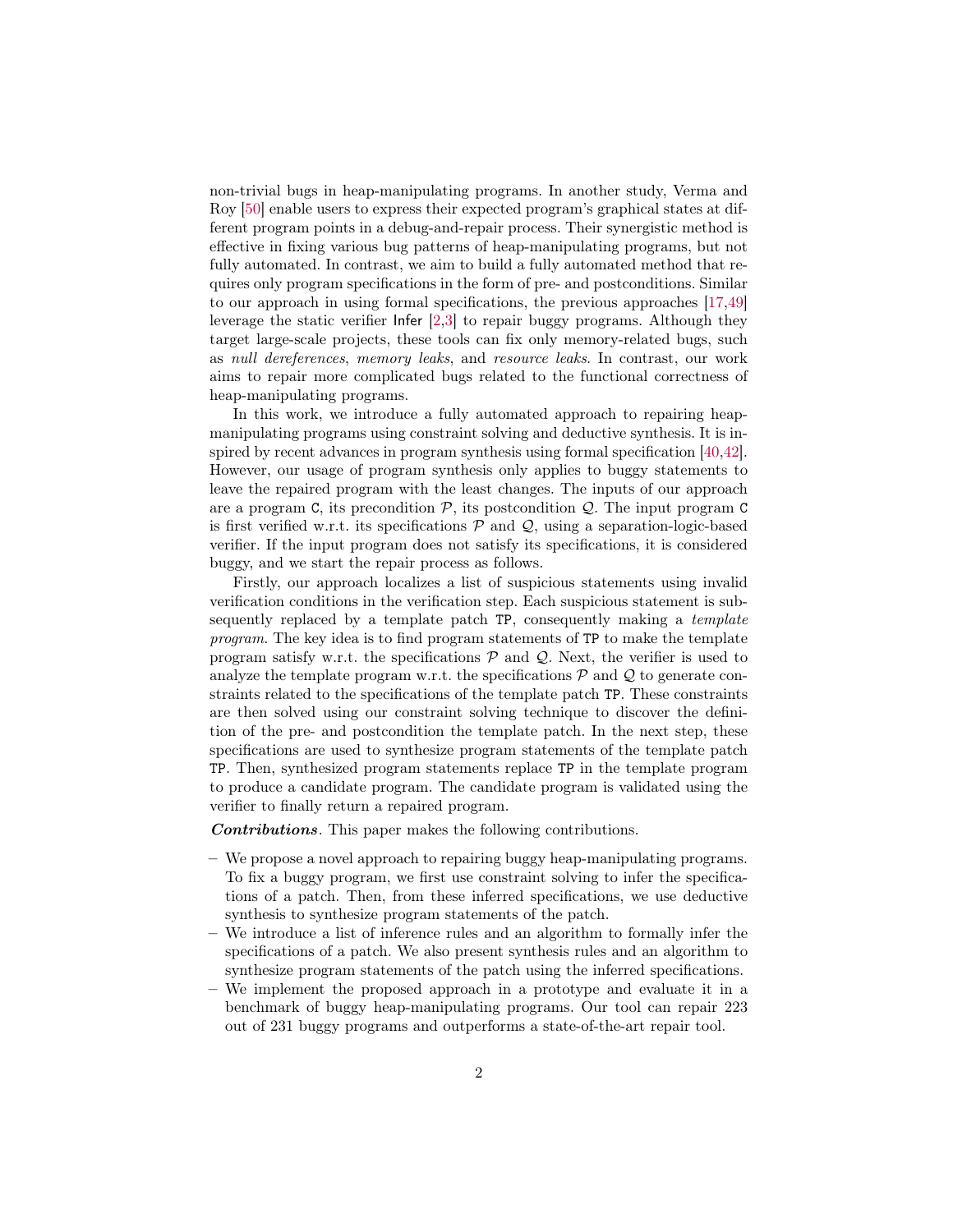non-trivial bugs in heap-manipulating programs. In another study, Verma and Roy [50] enable users to express their expected program's graphical states at different program points in a debug-and-repair process. Their synergistic method is effective in fixing various bug patterns of heap-manipulating programs, but not fully automated. In contrast, we aim to build a fully automated method that requires only program specifications in the form of pre- and postconditions. Similar to our approach in using formal specifications, the previous approaches [17,49] leverage the static verifier Infer [2,3] to repair buggy programs. Although they target large-scale projects, these tools can fix only memory-related bugs, such as *null dereferences*, *memory leaks*, and *resource leaks*. In contrast, our work aims to repair more complicated bugs related to the functional correctness of heap-manipulating programs.

In this work, we introduce a fully automated approach to repairing heap-manipulating programs using constraint solving and deductive synthesis. It is inspired by recent advances in program synthesis using formal specification [40,42]. However, our usage of program synthesis only applies to buggy statements to leave the repaired program with the least changes. The inputs of our approach are a program `C`, its precondition $\mathcal{P}$, its postcondition $\mathcal{Q}$. The input program `C` is first verified w.r.t. its specifications $\mathcal{P}$ and $\mathcal{Q}$, using a separation-logic-based verifier. If the input program does not satisfy its specifications, it is considered buggy, and we start the repair process as follows.

Firstly, our approach localizes a list of suspicious statements using invalid verification conditions in the verification step. Each suspicious statement is subsequently replaced by a template patch `TP`, consequently making a *template program*. The key idea is to find program statements of `TP` to make the template program satisfy w.r.t. the specifications $\mathcal{P}$ and $\mathcal{Q}$. Next, the verifier is used to analyze the template program w.r.t. the specifications $\mathcal{P}$ and $\mathcal{Q}$ to generate constraints related to the specifications of the template patch `TP`. These constraints are then solved using our constraint solving technique to discover the definition of the pre- and postcondition the template patch. In the next step, these specifications are used to synthesize program statements of the template patch `TP`. Then, synthesized program statements replace `TP` in the template program to produce a candidate program. The candidate program is validated using the verifier to finally return a repaired program.

***Contributions***. This paper makes the following contributions.

– We propose a novel approach to repairing buggy heap-manipulating programs. To fix a buggy program, we first use constraint solving to infer the specifications of a patch. Then, from these inferred specifications, we use deductive synthesis to synthesize program statements of the patch.
– We introduce a list of inference rules and an algorithm to formally infer the specifications of a patch. We also present synthesis rules and an algorithm to synthesize program statements of the patch using the inferred specifications.
– We implement the proposed approach in a prototype and evaluate it in a benchmark of buggy heap-manipulating programs. Our tool can repair 223 out of 231 buggy programs and outperforms a state-of-the-art repair tool.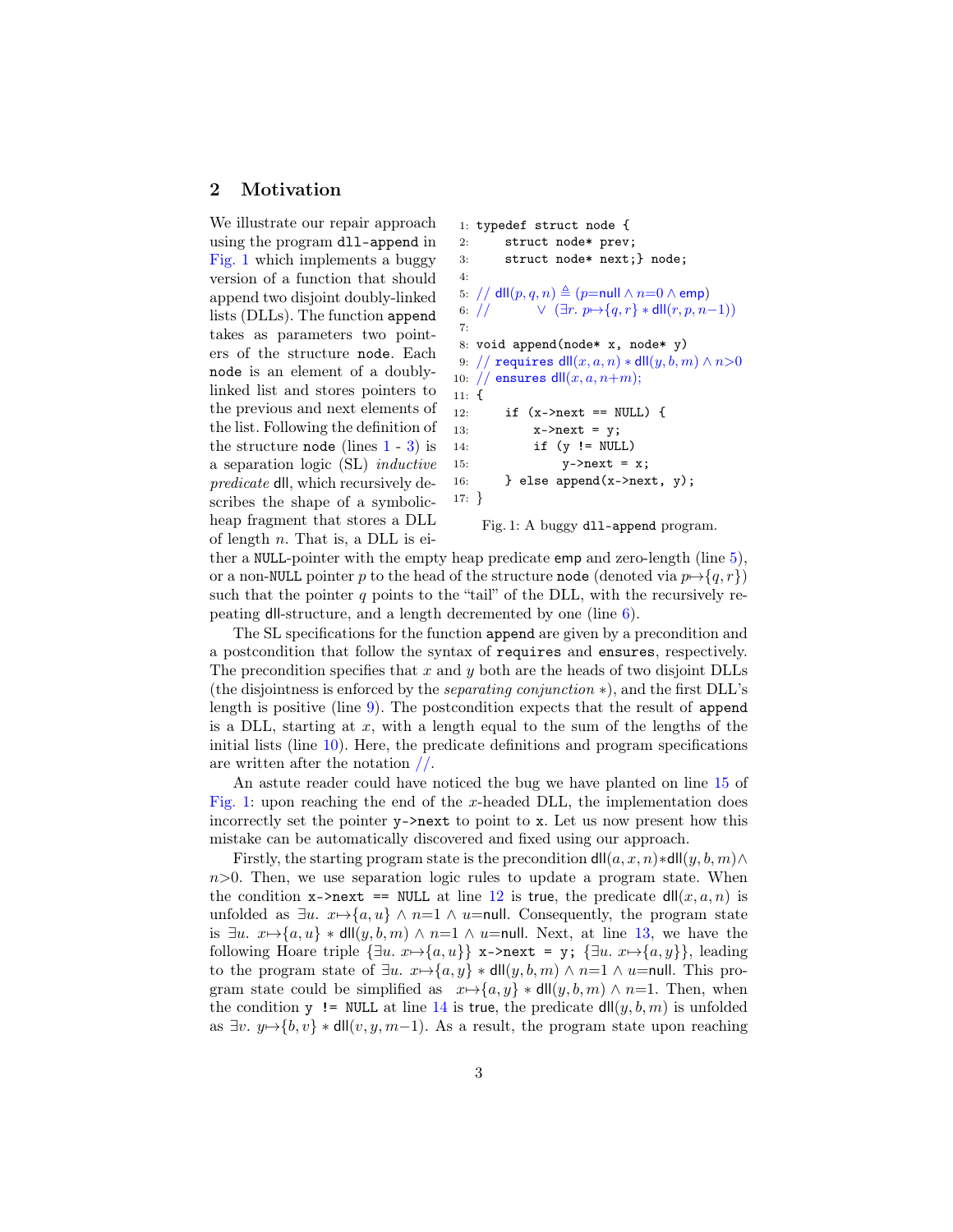## 2 Motivation

```
1: typedef struct node {
2:     struct node* prev;
3:     struct node* next;} node;
4:
5: // dll(p, q, n) ≜ (p=null ∧ n=0 ∧ emp)
6: //            ∨ (∃r. p↦{q, r} ∗ dll(r, p, n−1))
7:
8: void append(node* x, node* y)
9: // requires dll(x, a, n) ∗ dll(y, b, m) ∧ n>0
10: // ensures dll(x, a, n+m);
11: {
12:     if (x->next == NULL) {
13:         x->next = y;
14:         if (y != NULL)
15:             y->next = x;
16:     } else append(x->next, y);
17: }
```

Fig. 1: A buggy `dll-append` program.

We illustrate our repair approach using the program `dll-append` in Fig. 1 which implements a buggy version of a function that should append two disjoint doubly-linked lists (DLLs). The function `append` takes as parameters two pointers of the structure `node`. Each `node` is an element of a doubly-linked list and stores pointers to the previous and next elements of the list. Following the definition of the structure `node` (lines 1 - 3) is a separation logic (SL) *inductive predicate* dll, which recursively describes the shape of a symbolic-heap fragment that stores a DLL of length $n$. That is, a DLL is either a `NULL`-pointer with the empty heap predicate emp and zero-length (line 5), or a non-`NULL` pointer $p$ to the head of the structure `node` (denoted via $p{\mapsto}\{q, r\}$) such that the pointer $q$ points to the "tail" of the DLL, with the recursively repeating dll-structure, and a length decremented by one (line 6).

The SL specifications for the function `append` are given by a precondition and a postcondition that follow the syntax of `requires` and `ensures`, respectively. The precondition specifies that $x$ and $y$ both are the heads of two disjoint DLLs (the disjointness is enforced by the *separating conjunction* $*$), and the first DLL's length is positive (line 9). The postcondition expects that the result of `append` is a DLL, starting at $x$, with a length equal to the sum of the lengths of the initial lists (line 10). Here, the predicate definitions and program specifications are written after the notation `//`.

An astute reader could have noticed the bug we have planted on line 15 of Fig. 1: upon reaching the end of the $x$-headed DLL, the implementation does incorrectly set the pointer `y->next` to point to `x`. Let us now present how this mistake can be automatically discovered and fixed using our approach.

Firstly, the starting program state is the precondition $\mathsf{dll}(a, x, n) * \mathsf{dll}(y, b, m) \wedge n{>}0$. Then, we use separation logic rules to update a program state. When the condition `x->next == NULL` at line 12 is `true`, the predicate $\mathsf{dll}(x, a, n)$ is unfolded as $\exists u.\ x{\mapsto}\{a, u\} \wedge n{=}1 \wedge u{=}\mathsf{null}$. Consequently, the program state is $\exists u.\ x{\mapsto}\{a, u\} * \mathsf{dll}(y, b, m) \wedge n{=}1 \wedge u{=}\mathsf{null}$. Next, at line 13, we have the following Hoare triple $\{\exists u.\ x{\mapsto}\{a, u\}\}$ `x->next = y;` $\{\exists u.\ x{\mapsto}\{a, y\}\}$, leading to the program state of $\exists u.\ x{\mapsto}\{a, y\} * \mathsf{dll}(y, b, m) \wedge n{=}1 \wedge u{=}\mathsf{null}$. This program state could be simplified as $x{\mapsto}\{a, y\} * \mathsf{dll}(y, b, m) \wedge n{=}1$. Then, when the condition `y != NULL` at line 14 is `true`, the predicate $\mathsf{dll}(y, b, m)$ is unfolded as $\exists v.\ y{\mapsto}\{b, v\} * \mathsf{dll}(v, y, m{-}1)$. As a result, the program state upon reaching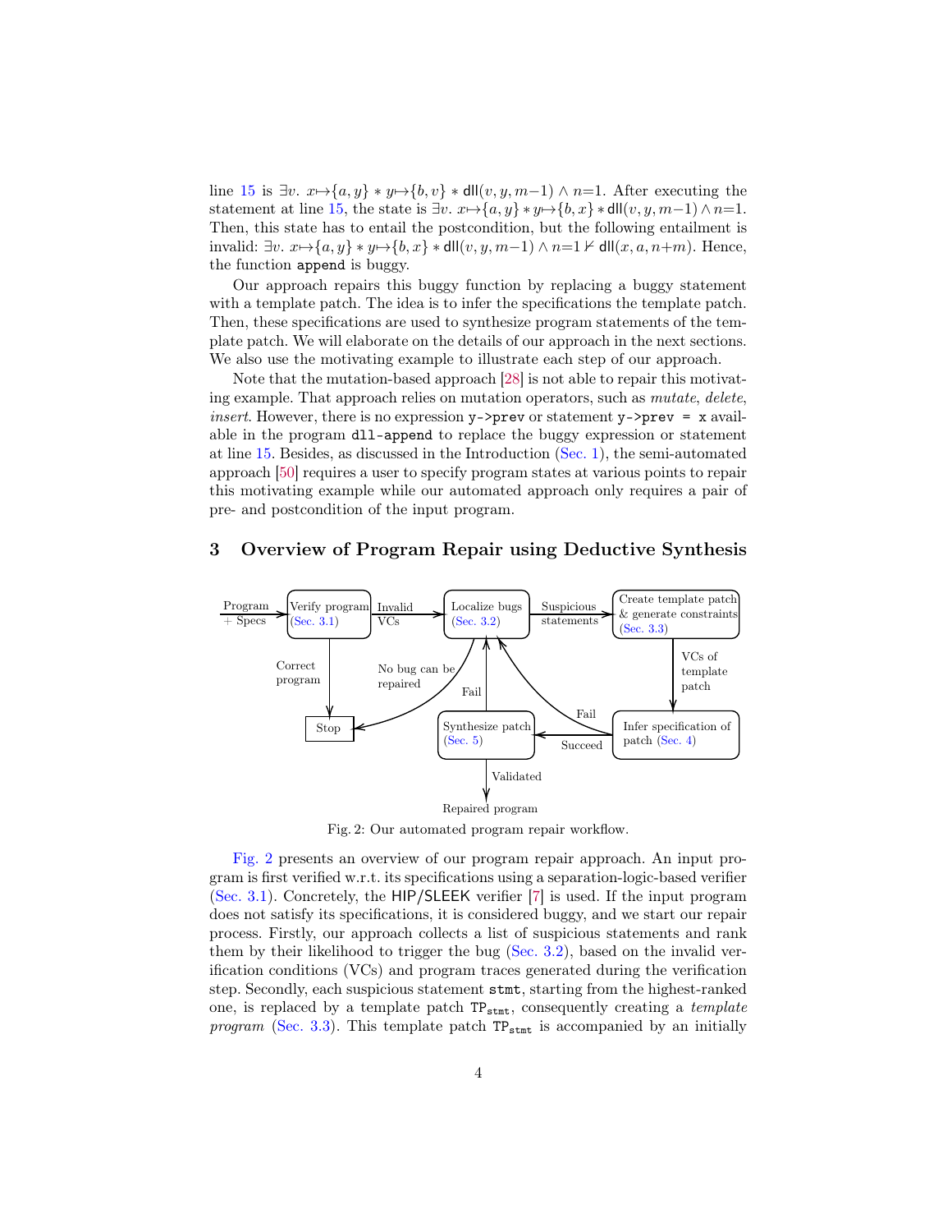line 15 is $\exists v.\ x{\mapsto}\{a,y\} * y{\mapsto}\{b,v\} * \mathsf{dll}(v,y,m{-}1) \wedge n{=}1$. After executing the statement at line 15, the state is $\exists v.\ x{\mapsto}\{a,y\} * y{\mapsto}\{b,x\} * \mathsf{dll}(v,y,m{-}1) \wedge n{=}1$. Then, this state has to entail the postcondition, but the following entailment is invalid: $\exists v.\ x{\mapsto}\{a,y\} * y{\mapsto}\{b,x\} * \mathsf{dll}(v,y,m{-}1) \wedge n{=}1 \nvdash \mathsf{dll}(x,a,n{+}m)$. Hence, the function `append` is buggy.

Our approach repairs this buggy function by replacing a buggy statement with a template patch. The idea is to infer the specifications the template patch. Then, these specifications are used to synthesize program statements of the template patch. We will elaborate on the details of our approach in the next sections. We also use the motivating example to illustrate each step of our approach.

Note that the mutation-based approach [28] is not able to repair this motivating example. That approach relies on mutation operators, such as *mutate*, *delete*, *insert*. However, there is no expression `y->prev` or statement `y->prev = x` available in the program `dll-append` to replace the buggy expression or statement at line 15. Besides, as discussed in the Introduction (Sec. 1), the semi-automated approach [50] requires a user to specify program states at various points to repair this motivating example while our automated approach only requires a pair of pre- and postcondition of the input program.

## 3 Overview of Program Repair using Deductive Synthesis

Fig. 2: Our automated program repair workflow.

Fig. 2 presents an overview of our program repair approach. An input program is first verified w.r.t. its specifications using a separation-logic-based verifier (Sec. 3.1). Concretely, the HIP/SLEEK verifier [7] is used. If the input program does not satisfy its specifications, it is considered buggy, and we start our repair process. Firstly, our approach collects a list of suspicious statements and rank them by their likelihood to trigger the bug (Sec. 3.2), based on the invalid verification conditions (VCs) and program traces generated during the verification step. Secondly, each suspicious statement `stmt`, starting from the highest-ranked one, is replaced by a template patch $\mathtt{TP}_{\mathtt{stmt}}$, consequently creating a *template program* (Sec. 3.3). This template patch $\mathtt{TP}_{\mathtt{stmt}}$ is accompanied by an initially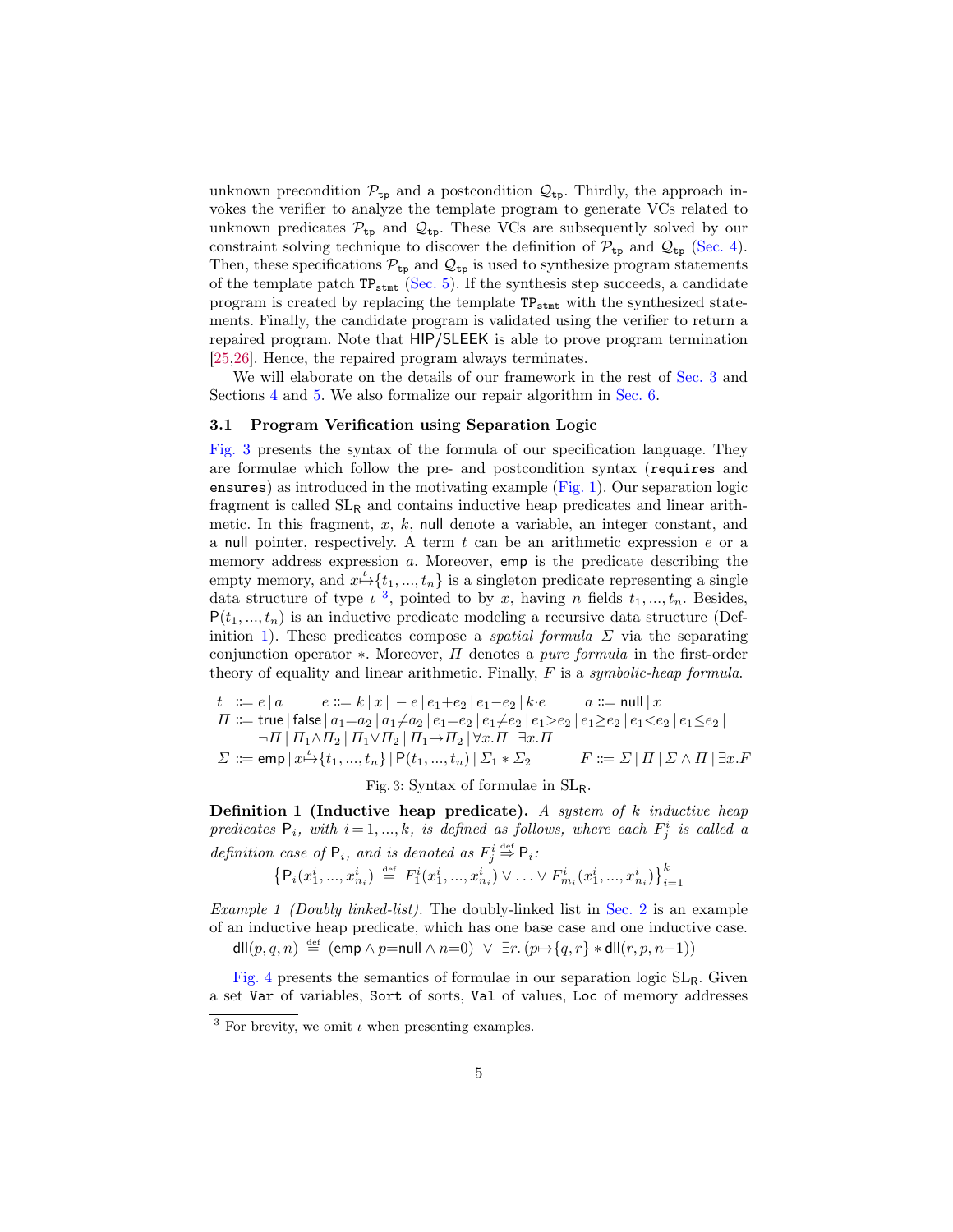unknown precondition $\mathcal{P}_{\texttt{tp}}$ and a postcondition $\mathcal{Q}_{\texttt{tp}}$. Thirdly, the approach invokes the verifier to analyze the template program to generate VCs related to unknown predicates $\mathcal{P}_{\texttt{tp}}$ and $\mathcal{Q}_{\texttt{tp}}$. These VCs are subsequently solved by our constraint solving technique to discover the definition of $\mathcal{P}_{\texttt{tp}}$ and $\mathcal{Q}_{\texttt{tp}}$ (Sec. 4). Then, these specifications $\mathcal{P}_{\texttt{tp}}$ and $\mathcal{Q}_{\texttt{tp}}$ is used to synthesize program statements of the template patch $\texttt{TP}_{\texttt{stmt}}$ (Sec. 5). If the synthesis step succeeds, a candidate program is created by replacing the template $\texttt{TP}_{\texttt{stmt}}$ with the synthesized statements. Finally, the candidate program is validated using the verifier to return a repaired program. Note that HIP/SLEEK is able to prove program termination [25,26]. Hence, the repaired program always terminates.

We will elaborate on the details of our framework in the rest of Sec. 3 and Sections 4 and 5. We also formalize our repair algorithm in Sec. 6.

### 3.1 Program Verification using Separation Logic

Fig. 3 presents the syntax of the formula of our specification language. They are formulae which follow the pre- and postcondition syntax (`requires` and `ensures`) as introduced in the motivating example (Fig. 1). Our separation logic fragment is called $\text{SL}_{\mathsf{R}}$ and contains inductive heap predicates and linear arithmetic. In this fragment, $x$, $k$, $\mathsf{null}$ denote a variable, an integer constant, and a $\mathsf{null}$ pointer, respectively. A term $t$ can be an arithmetic expression $e$ or a memory address expression $a$. Moreover, $\mathsf{emp}$ is the predicate describing the empty memory, and $x \overset{\iota}{\mapsto} \{t_1, ..., t_n\}$ is a singleton predicate representing a single data structure of type $\iota$ [3], pointed to by $x$, having $n$ fields $t_1, ..., t_n$. Besides, $\mathsf{P}(t_1, ..., t_n)$ is an inductive predicate modeling a recursive data structure (Definition 1). These predicates compose a *spatial formula* $\Sigma$ via the separating conjunction operator $*$. Moreover, $\Pi$ denotes a *pure formula* in the first-order theory of equality and linear arithmetic. Finally, $F$ is a *symbolic-heap formula*.

$$
\begin{array}{l}
t \ ::= e \mid a \qquad e ::= k \mid x \mid -e \mid e_1{+}e_2 \mid e_1{-}e_2 \mid k{\cdot}e \qquad a ::= \mathsf{null} \mid x \\
\Pi ::= \mathsf{true} \mid \mathsf{false} \mid a_1{=}a_2 \mid a_1{\neq}a_2 \mid e_1{=}e_2 \mid e_1{\neq}e_2 \mid e_1{>}e_2 \mid e_1{\geq}e_2 \mid e_1{<}e_2 \mid e_1{\leq}e_2 \mid \\
\qquad \neg\Pi \mid \Pi_1{\wedge}\Pi_2 \mid \Pi_1{\vee}\Pi_2 \mid \Pi_1{\rightarrow}\Pi_2 \mid \forall x.\Pi \mid \exists x.\Pi \\
\Sigma ::= \mathsf{emp} \mid x \overset{\iota}{\mapsto} \{t_1, ..., t_n\} \mid \mathsf{P}(t_1, ..., t_n) \mid \Sigma_1 * \Sigma_2 \qquad F ::= \Sigma \mid \Pi \mid \Sigma \wedge \Pi \mid \exists x.F
\end{array}
$$

Fig. 3: Syntax of formulae in $\text{SL}_{\mathsf{R}}$.

**Definition 1 (Inductive heap predicate).** *A system of $k$ inductive heap predicates $\mathsf{P}_i$, with $i = 1, ..., k$, is defined as follows, where each $F^i_j$ is called a definition case of $\mathsf{P}_i$, and is denoted as $F^i_j \overset{\text{def}}{\Rightarrow} \mathsf{P}_i$:*

$$\left\{\mathsf{P}_i(x^i_1, ..., x^i_{n_i}) \overset{\text{def}}{=} F^i_1(x^i_1, ..., x^i_{n_i}) \vee \ldots \vee F^i_{m_i}(x^i_1, ..., x^i_{n_i})\right\}^k_{i=1}$$

*Example 1 (Doubly linked-list).* The doubly-linked list in Sec. 2 is an example of an inductive heap predicate, which has one base case and one inductive case.

$$\mathsf{dll}(p, q, n) \overset{\text{def}}{=} (\mathsf{emp} \wedge p{=}\mathsf{null} \wedge n{=}0) \ \vee \ \exists r.\,(p{\mapsto}\{q, r\} * \mathsf{dll}(r, p, n{-}1))$$

Fig. 4 presents the semantics of formulae in our separation logic $\text{SL}_{\mathsf{R}}$. Given a set `Var` of variables, `Sort` of sorts, `Val` of values, `Loc` of memory addresses

[3] For brevity, we omit $\iota$ when presenting examples.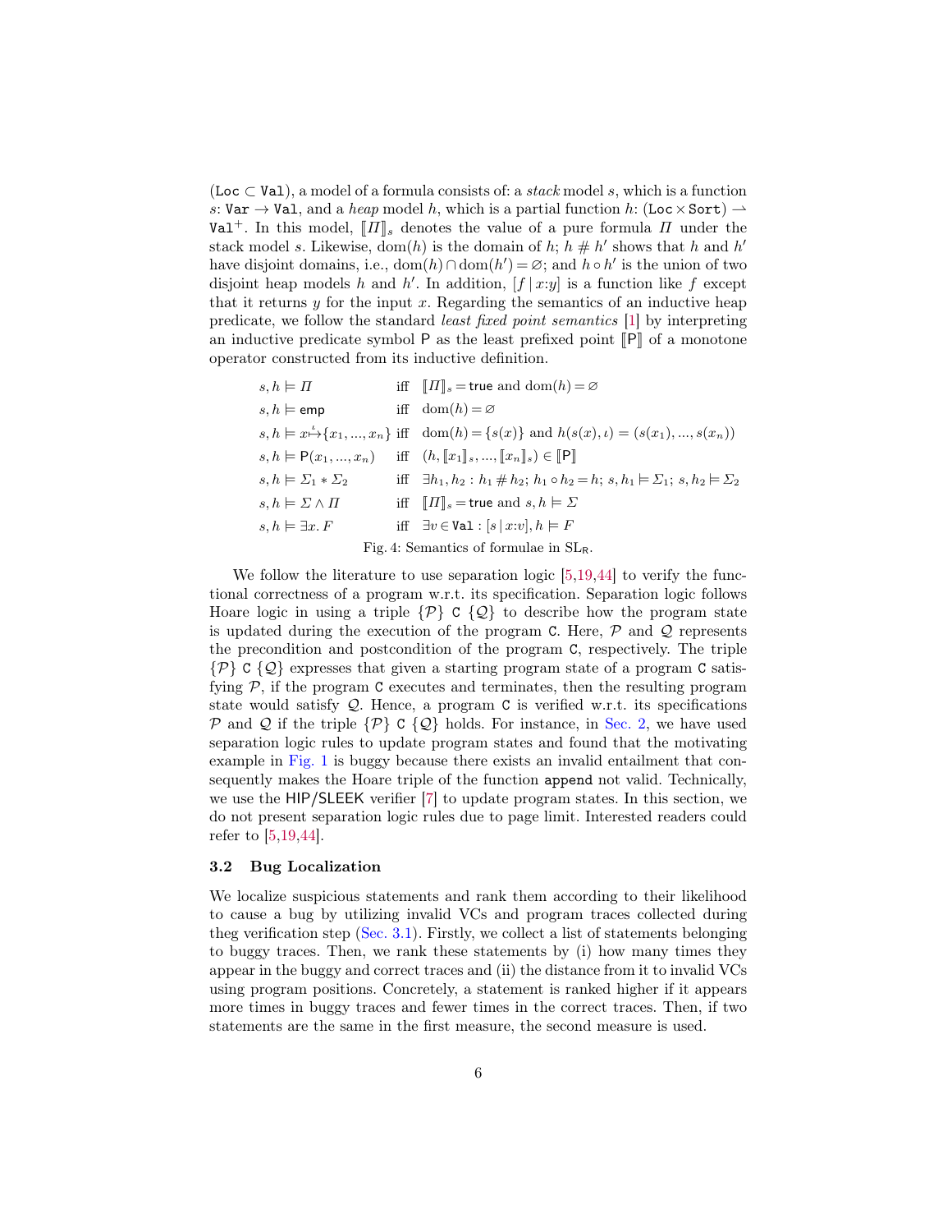(Loc ⊂ Val), a model of a formula consists of: a *stack* model $s$, which is a function $s$: Var → Val, and a *heap* model $h$, which is a partial function $h$: $(\texttt{Loc} \times \texttt{Sort}) \rightharpoonup \texttt{Val}^+$. In this model, $[\![\Pi]\!]_s$ denotes the value of a pure formula $\Pi$ under the stack model $s$. Likewise, $\text{dom}(h)$ is the domain of $h$; $h \# h'$ shows that $h$ and $h'$ have disjoint domains, i.e., $\text{dom}(h) \cap \text{dom}(h') = \varnothing$; and $h \circ h'$ is the union of two disjoint heap models $h$ and $h'$. In addition, $[f \mid x{:}y]$ is a function like $f$ except that it returns $y$ for the input $x$. Regarding the semantics of an inductive heap predicate, we follow the standard *least fixed point semantics* [1] by interpreting an inductive predicate symbol P as the least prefixed point $[\![\mathsf{P}]\!]$ of a monotone operator constructed from its inductive definition.

$$
\begin{array}{lll}
s, h \models \Pi & \text{iff} & [\![\Pi]\!]_s = \mathsf{true} \text{ and } \text{dom}(h) = \varnothing \\
s, h \models \mathsf{emp} & \text{iff} & \text{dom}(h) = \varnothing \\
s, h \models x \overset{\iota}{\mapsto} \{x_1, ..., x_n\} & \text{iff} & \text{dom}(h) = \{s(x)\} \text{ and } h(s(x), \iota) = (s(x_1), ..., s(x_n)) \\
s, h \models \mathsf{P}(x_1, ..., x_n) & \text{iff} & (h, [\![x_1]\!]_s, ..., [\![x_n]\!]_s) \in [\![\mathsf{P}]\!] \\
s, h \models \Sigma_1 * \Sigma_2 & \text{iff} & \exists h_1, h_2 : h_1 \# h_2;\ h_1 \circ h_2 = h;\ s, h_1 \models \Sigma_1;\ s, h_2 \models \Sigma_2 \\
s, h \models \Sigma \wedge \Pi & \text{iff} & [\![\Pi]\!]_s = \mathsf{true} \text{ and } s, h \models \Sigma \\
s, h \models \exists x.\, F & \text{iff} & \exists v \in \texttt{Val} : [s \mid x{:}v], h \models F
\end{array}
$$

Fig. 4: Semantics of formulae in $\text{SL}_\mathsf{R}$.

We follow the literature to use separation logic [5,19,44] to verify the functional correctness of a program w.r.t. its specification. Separation logic follows Hoare logic in using a triple $\{\mathcal{P}\}$ C $\{\mathcal{Q}\}$ to describe how the program state is updated during the execution of the program C. Here, $\mathcal{P}$ and $\mathcal{Q}$ represents the precondition and postcondition of the program C, respectively. The triple $\{\mathcal{P}\}$ C $\{\mathcal{Q}\}$ expresses that given a starting program state of a program C satisfying $\mathcal{P}$, if the program C executes and terminates, then the resulting program state would satisfy $\mathcal{Q}$. Hence, a program C is verified w.r.t. its specifications $\mathcal{P}$ and $\mathcal{Q}$ if the triple $\{\mathcal{P}\}$ C $\{\mathcal{Q}\}$ holds. For instance, in Sec. 2, we have used separation logic rules to update program states and found that the motivating example in Fig. 1 is buggy because there exists an invalid entailment that consequently makes the Hoare triple of the function `append` not valid. Technically, we use the HIP/SLEEK verifier [7] to update program states. In this section, we do not present separation logic rules due to page limit. Interested readers could refer to [5,19,44].

### 3.2 Bug Localization

We localize suspicious statements and rank them according to their likelihood to cause a bug by utilizing invalid VCs and program traces collected during theg verification step (Sec. 3.1). Firstly, we collect a list of statements belonging to buggy traces. Then, we rank these statements by (i) how many times they appear in the buggy and correct traces and (ii) the distance from it to invalid VCs using program positions. Concretely, a statement is ranked higher if it appears more times in buggy traces and fewer times in the correct traces. Then, if two statements are the same in the first measure, the second measure is used.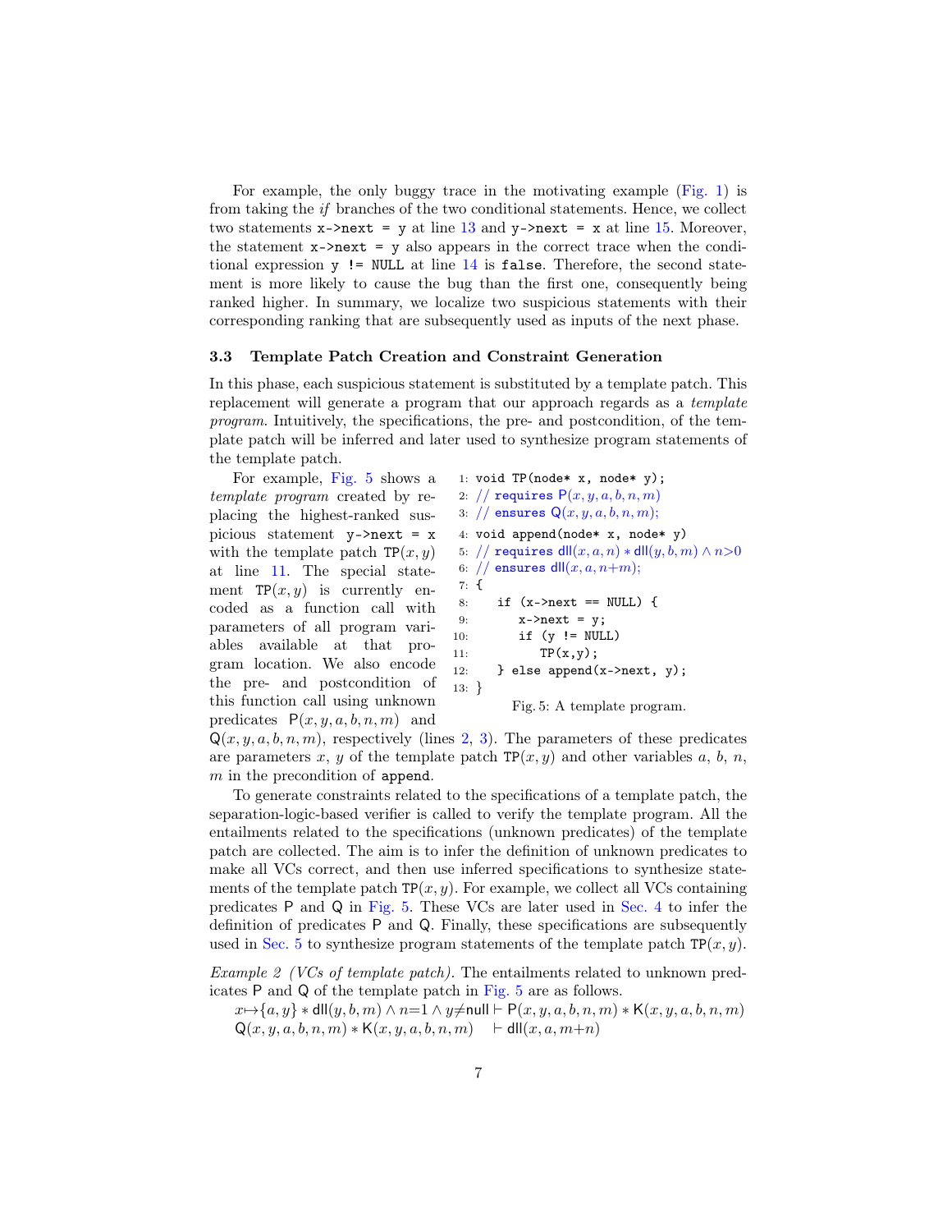For example, the only buggy trace in the motivating example (Fig. 1) is from taking the *if* branches of the two conditional statements. Hence, we collect two statements `x->next = y` at line 13 and `y->next = x` at line 15. Moreover, the statement `x->next = y` also appears in the correct trace when the conditional expression `y != NULL` at line 14 is `false`. Therefore, the second statement is more likely to cause the bug than the first one, consequently being ranked higher. In summary, we localize two suspicious statements with their corresponding ranking that are subsequently used as inputs of the next phase.

### 3.3 Template Patch Creation and Constraint Generation

In this phase, each suspicious statement is substituted by a template patch. This replacement will generate a program that our approach regards as a *template program*. Intuitively, the specifications, the pre- and postcondition, of the template patch will be inferred and later used to synthesize program statements of the template patch.

For example, Fig. 5 shows a *template program* created by replacing the highest-ranked suspicious statement `y->next = x` with the template patch $\mathtt{TP}(x, y)$ at line 11. The special statement $\mathtt{TP}(x, y)$ is currently encoded as a function call with parameters of all program variables available at that program location. We also encode the pre- and postcondition of this function call using unknown predicates $\mathsf{P}(x, y, a, b, n, m)$ and $\mathsf{Q}(x, y, a, b, n, m)$, respectively (lines 2, 3). The parameters of these predicates are parameters $x$, $y$ of the template patch $\mathtt{TP}(x, y)$ and other variables $a$, $b$, $n$, $m$ in the precondition of `append`.

```
1:  void TP(node* x, node* y);
2:  // requires P(x,y,a,b,n,m)
3:  // ensures Q(x,y,a,b,n,m);
4:  void append(node* x, node* y)
5:  // requires dll(x,a,n) * dll(y,b,m) ∧ n>0
6:  // ensures dll(x,a,n+m);
7:  {
8:     if (x->next == NULL) {
9:        x->next = y;
10:       if (y != NULL)
11:          TP(x,y);
12:    } else append(x->next, y);
13: }
```

Fig. 5: A template program.

To generate constraints related to the specifications of a template patch, the separation-logic-based verifier is called to verify the template program. All the entailments related to the specifications (unknown predicates) of the template patch are collected. The aim is to infer the definition of unknown predicates to make all VCs correct, and then use inferred specifications to synthesize statements of the template patch $\mathtt{TP}(x, y)$. For example, we collect all VCs containing predicates $\mathsf{P}$ and $\mathsf{Q}$ in Fig. 5. These VCs are later used in Sec. 4 to infer the definition of predicates $\mathsf{P}$ and $\mathsf{Q}$. Finally, these specifications are subsequently used in Sec. 5 to synthesize program statements of the template patch $\mathtt{TP}(x, y)$.

*Example 2 (VCs of template patch).* The entailments related to unknown predicates $\mathsf{P}$ and $\mathsf{Q}$ of the template patch in Fig. 5 are as follows.

$$x{\mapsto}\{a, y\} * \mathsf{dll}(y, b, m) \wedge n{=}1 \wedge y{\neq}\mathsf{null} \vdash \mathsf{P}(x, y, a, b, n, m) * \mathsf{K}(x, y, a, b, n, m)$$
$$\mathsf{Q}(x, y, a, b, n, m) * \mathsf{K}(x, y, a, b, n, m) \quad \vdash \mathsf{dll}(x, a, m{+}n)$$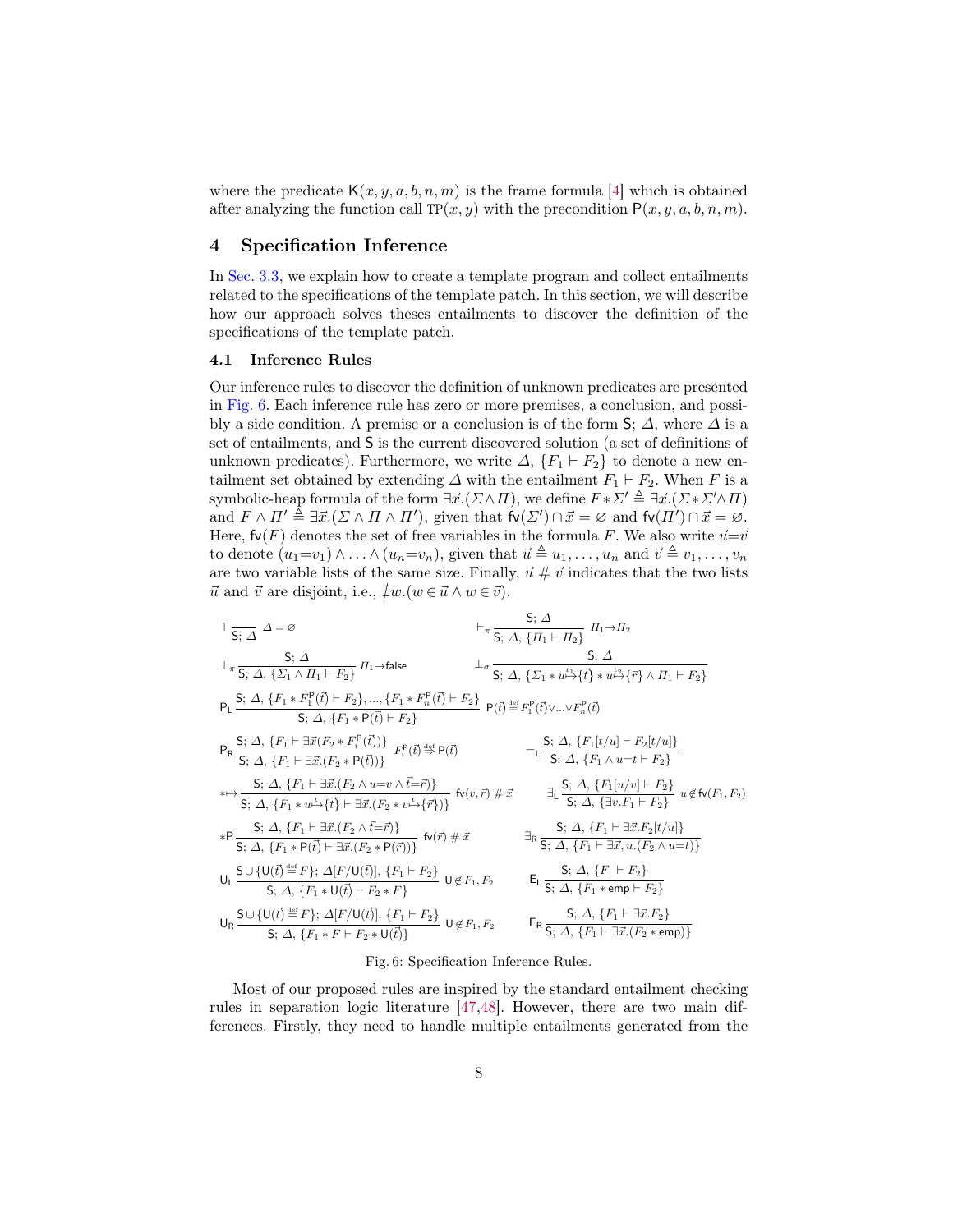where the predicate $\mathsf{K}(x, y, a, b, n, m)$ is the frame formula [4] which is obtained after analyzing the function call $\mathtt{TP}(x, y)$ with the precondition $\mathsf{P}(x, y, a, b, n, m)$.

## 4 Specification Inference

In Sec. 3.3, we explain how to create a template program and collect entailments related to the specifications of the template patch. In this section, we will describe how our approach solves theses entailments to discover the definition of the specifications of the template patch.

### 4.1 Inference Rules

Our inference rules to discover the definition of unknown predicates are presented in Fig. 6. Each inference rule has zero or more premises, a conclusion, and possibly a side condition. A premise or a conclusion is of the form $\mathsf{S};\, \Delta$, where $\Delta$ is a set of entailments, and $\mathsf{S}$ is the current discovered solution (a set of definitions of unknown predicates). Furthermore, we write $\Delta,\, \{F_1 \vdash F_2\}$ to denote a new entailment set obtained by extending $\Delta$ with the entailment $F_1 \vdash F_2$. When $F$ is a symbolic-heap formula of the form $\exists\vec{x}.(\Sigma \wedge \Pi)$, we define $F * \Sigma' \triangleq \exists\vec{x}.(\Sigma * \Sigma' \wedge \Pi)$ and $F \wedge \Pi' \triangleq \exists\vec{x}.(\Sigma \wedge \Pi \wedge \Pi')$, given that $\mathsf{fv}(\Sigma') \cap \vec{x} = \varnothing$ and $\mathsf{fv}(\Pi') \cap \vec{x} = \varnothing$. Here, $\mathsf{fv}(F)$ denotes the set of free variables in the formula $F$. We also write $\vec{u}{=}\vec{v}$ to denote $(u_1{=}v_1) \wedge \ldots \wedge (u_n{=}v_n)$, given that $\vec{u} \triangleq u_1, \ldots, u_n$ and $\vec{v} \triangleq v_1, \ldots, v_n$ are two variable lists of the same size. Finally, $\vec{u} \,\#\, \vec{v}$ indicates that the two lists $\vec{u}$ and $\vec{v}$ are disjoint, i.e., $\nexists w.(w \in \vec{u} \wedge w \in \vec{v})$.

$$\top\ \frac{}{\mathsf{S};\, \Delta}\ \Delta = \varnothing \qquad\qquad \vdash_\pi\ \frac{\mathsf{S};\, \Delta}{\mathsf{S};\, \Delta,\, \{\Pi_1 \vdash \Pi_2\}}\ \Pi_1 {\to} \Pi_2$$

$$\bot_\pi\ \frac{\mathsf{S};\, \Delta}{\mathsf{S};\, \Delta,\, \{\Sigma_1 \wedge \Pi_1 \vdash F_2\}}\ \Pi_1 {\to} \mathsf{false} \qquad\qquad \bot_\sigma\ \frac{\mathsf{S};\, \Delta}{\mathsf{S};\, \Delta,\, \{\Sigma_1 * w \overset{\iota_1}{\mapsto} \{\vec{t}\} * w \overset{\iota_2}{\mapsto} \{\vec{r}\} \wedge \Pi_1 \vdash F_2\}}$$

$$\mathsf{P_L}\ \frac{\mathsf{S};\, \Delta,\, \{F_1 * F_1^{\mathsf{P}}(\vec{t}) \vdash F_2\}, \ldots, \{F_1 * F_n^{\mathsf{P}}(\vec{t}) \vdash F_2\}}{\mathsf{S};\, \Delta,\, \{F_1 * \mathsf{P}(\vec{t}) \vdash F_2\}}\ \mathsf{P}(\vec{t}) \overset{\mathrm{def}}{=} F_1^{\mathsf{P}}(\vec{t}) \vee \ldots \vee F_n^{\mathsf{P}}(\vec{t})$$

$$\mathsf{P_R}\ \frac{\mathsf{S};\, \Delta,\, \{F_1 \vdash \exists\vec{x}(F_2 * F_i^{\mathsf{P}}(\vec{t}))\}}{\mathsf{S};\, \Delta,\, \{F_1 \vdash \exists\vec{x}.(F_2 * \mathsf{P}(\vec{t}))\}}\ F_i^{\mathsf{P}}(\vec{t}) \overset{\mathrm{def}}{\Rightarrow} \mathsf{P}(\vec{t}) \qquad\qquad =_{\mathsf{L}}\ \frac{\mathsf{S};\, \Delta,\, \{F_1[t/u] \vdash F_2[t/u]\}}{\mathsf{S};\, \Delta,\, \{F_1 \wedge u{=}t \vdash F_2\}}$$

$$*{\mapsto}\ \frac{\mathsf{S};\, \Delta,\, \{F_1 \vdash \exists\vec{x}.(F_2 \wedge u{=}v \wedge \vec{t}{=}\vec{r})\}}{\mathsf{S};\, \Delta,\, \{F_1 * w \overset{\iota}{\mapsto} \{\vec{t}\} \vdash \exists\vec{x}.(F_2 * v \overset{\iota}{\mapsto} \{\vec{r}\})\}}\ \mathsf{fv}(v, \vec{r}) \,\#\, \vec{x} \qquad\qquad \exists_{\mathsf{L}}\ \frac{\mathsf{S};\, \Delta,\, \{F_1[u/v] \vdash F_2\}}{\mathsf{S};\, \Delta,\, \{\exists v.F_1 \vdash F_2\}}\ u \notin \mathsf{fv}(F_1, F_2)$$

$$*\mathsf{P}\ \frac{\mathsf{S};\, \Delta,\, \{F_1 \vdash \exists\vec{x}.(F_2 \wedge \vec{t}{=}\vec{r})\}}{\mathsf{S};\, \Delta,\, \{F_1 * \mathsf{P}(\vec{t}) \vdash \exists\vec{x}.(F_2 * \mathsf{P}(\vec{r}))\}}\ \mathsf{fv}(\vec{r}) \,\#\, \vec{x} \qquad\qquad \exists_{\mathsf{R}}\ \frac{\mathsf{S};\, \Delta,\, \{F_1 \vdash \exists\vec{x}.F_2[t/u]\}}{\mathsf{S};\, \Delta,\, \{F_1 \vdash \exists\vec{x}, u.(F_2 \wedge u{=}t)\}}$$

$$\mathsf{U_L}\ \frac{\mathsf{S} \cup \{\mathsf{U}(\vec{t}) \overset{\mathrm{def}}{=} F\};\, \Delta[F/\mathsf{U}(\vec{t})],\, \{F_1 \vdash F_2\}}{\mathsf{S};\, \Delta,\, \{F_1 * \mathsf{U}(\vec{t}) \vdash F_2 * F\}}\ \mathsf{U} \notin F_1, F_2 \qquad\qquad \mathsf{E_L}\ \frac{\mathsf{S};\, \Delta,\, \{F_1 \vdash F_2\}}{\mathsf{S};\, \Delta,\, \{F_1 * \mathsf{emp} \vdash F_2\}}$$

$$\mathsf{U_R}\ \frac{\mathsf{S} \cup \{\mathsf{U}(\vec{t}) \overset{\mathrm{def}}{=} F\};\, \Delta[F/\mathsf{U}(\vec{t})],\, \{F_1 \vdash F_2\}}{\mathsf{S};\, \Delta,\, \{F_1 * F \vdash F_2 * \mathsf{U}(\vec{t})\}}\ \mathsf{U} \notin F_1, F_2 \qquad\qquad \mathsf{E_R}\ \frac{\mathsf{S};\, \Delta,\, \{F_1 \vdash \exists\vec{x}.F_2\}}{\mathsf{S};\, \Delta,\, \{F_1 \vdash \exists\vec{x}.(F_2 * \mathsf{emp})\}}$$

Fig. 6: Specification Inference Rules.

Most of our proposed rules are inspired by the standard entailment checking rules in separation logic literature [47,48]. However, there are two main differences. Firstly, they need to handle multiple entailments generated from the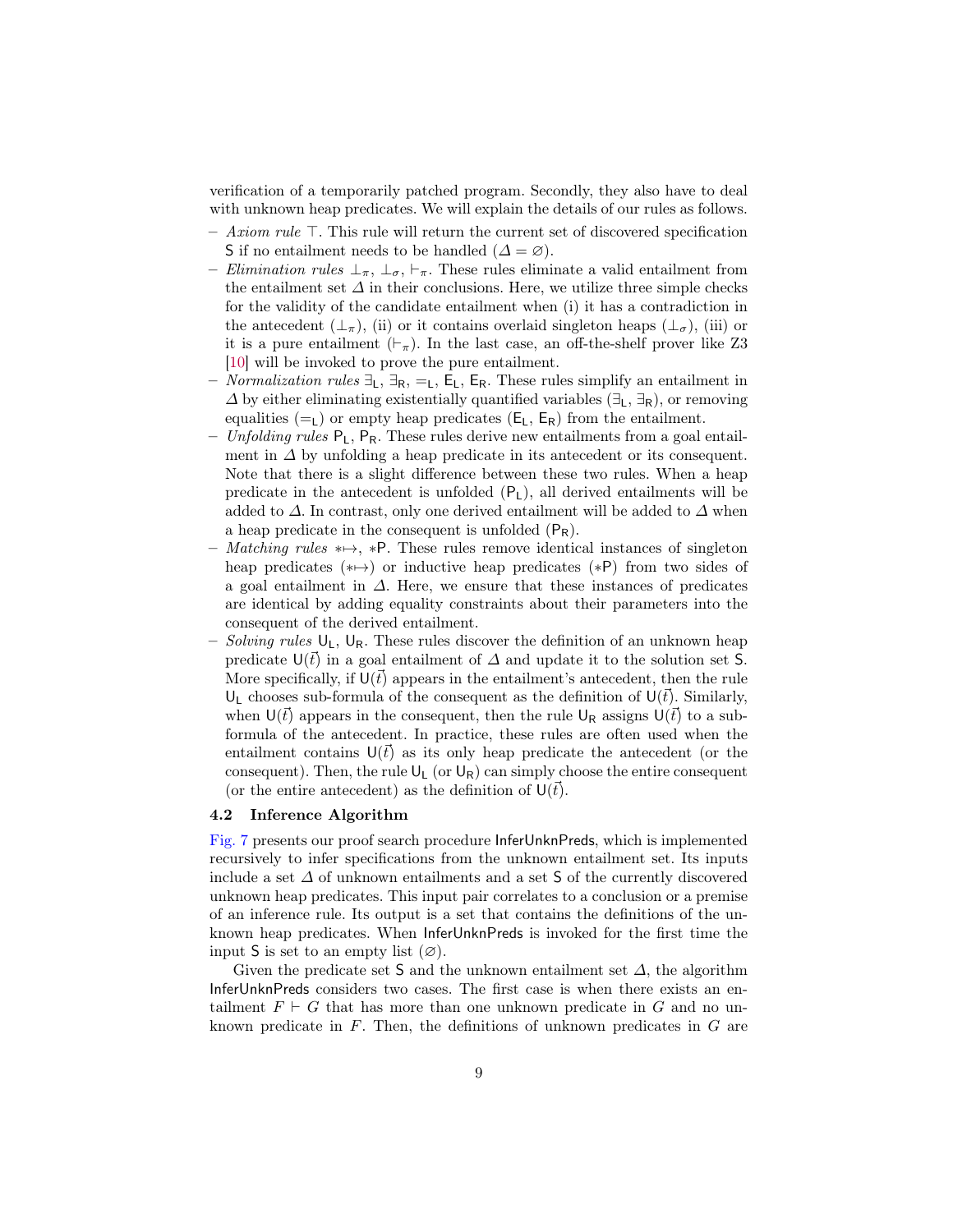verification of a temporarily patched program. Secondly, they also have to deal with unknown heap predicates. We will explain the details of our rules as follows.

- *Axiom rule* $\top$. This rule will return the current set of discovered specification $\mathsf{S}$ if no entailment needs to be handled ($\Delta = \varnothing$).
- *Elimination rules* $\bot_\pi$, $\bot_\sigma$, $\vdash_\pi$. These rules eliminate a valid entailment from the entailment set $\Delta$ in their conclusions. Here, we utilize three simple checks for the validity of the candidate entailment when (i) it has a contradiction in the antecedent ($\bot_\pi$), (ii) or it contains overlaid singleton heaps ($\bot_\sigma$), (iii) or it is a pure entailment ($\vdash_\pi$). In the last case, an off-the-shelf prover like Z3 [10] will be invoked to prove the pure entailment.
- *Normalization rules* $\exists_\mathsf{L}$, $\exists_\mathsf{R}$, $=_\mathsf{L}$, $\mathsf{E}_\mathsf{L}$, $\mathsf{E}_\mathsf{R}$. These rules simplify an entailment in $\Delta$ by either eliminating existentially quantified variables ($\exists_\mathsf{L}$, $\exists_\mathsf{R}$), or removing equalities ($=_\mathsf{L}$) or empty heap predicates ($\mathsf{E}_\mathsf{L}$, $\mathsf{E}_\mathsf{R}$) from the entailment.
- *Unfolding rules* $\mathsf{P}_\mathsf{L}$, $\mathsf{P}_\mathsf{R}$. These rules derive new entailments from a goal entailment in $\Delta$ by unfolding a heap predicate in its antecedent or its consequent. Note that there is a slight difference between these two rules. When a heap predicate in the antecedent is unfolded ($\mathsf{P}_\mathsf{L}$), all derived entailments will be added to $\Delta$. In contrast, only one derived entailment will be added to $\Delta$ when a heap predicate in the consequent is unfolded ($\mathsf{P}_\mathsf{R}$).
- *Matching rules* $*\!\mapsto$, $*\mathsf{P}$. These rules remove identical instances of singleton heap predicates ($*\!\mapsto$) or inductive heap predicates ($*\mathsf{P}$) from two sides of a goal entailment in $\Delta$. Here, we ensure that these instances of predicates are identical by adding equality constraints about their parameters into the consequent of the derived entailment.
- *Solving rules* $\mathsf{U}_\mathsf{L}$, $\mathsf{U}_\mathsf{R}$. These rules discover the definition of an unknown heap predicate $\mathsf{U}(\vec{t})$ in a goal entailment of $\Delta$ and update it to the solution set $\mathsf{S}$. More specifically, if $\mathsf{U}(\vec{t})$ appears in the entailment's antecedent, then the rule $\mathsf{U}_\mathsf{L}$ chooses sub-formula of the consequent as the definition of $\mathsf{U}(\vec{t})$. Similarly, when $\mathsf{U}(\vec{t})$ appears in the consequent, then the rule $\mathsf{U}_\mathsf{R}$ assigns $\mathsf{U}(\vec{t})$ to a sub-formula of the antecedent. In practice, these rules are often used when the entailment contains $\mathsf{U}(\vec{t})$ as its only heap predicate the antecedent (or the consequent). Then, the rule $\mathsf{U}_\mathsf{L}$ (or $\mathsf{U}_\mathsf{R}$) can simply choose the entire consequent (or the entire antecedent) as the definition of $\mathsf{U}(\vec{t})$.

### 4.2 Inference Algorithm

Fig. 7 presents our proof search procedure InferUnknPreds, which is implemented recursively to infer specifications from the unknown entailment set. Its inputs include a set $\Delta$ of unknown entailments and a set $\mathsf{S}$ of the currently discovered unknown heap predicates. This input pair correlates to a conclusion or a premise of an inference rule. Its output is a set that contains the definitions of the unknown heap predicates. When InferUnknPreds is invoked for the first time the input $\mathsf{S}$ is set to an empty list ($\varnothing$).

Given the predicate set $\mathsf{S}$ and the unknown entailment set $\Delta$, the algorithm InferUnknPreds considers two cases. The first case is when there exists an entailment $F \vdash G$ that has more than one unknown predicate in $G$ and no unknown predicate in $F$. Then, the definitions of unknown predicates in $G$ are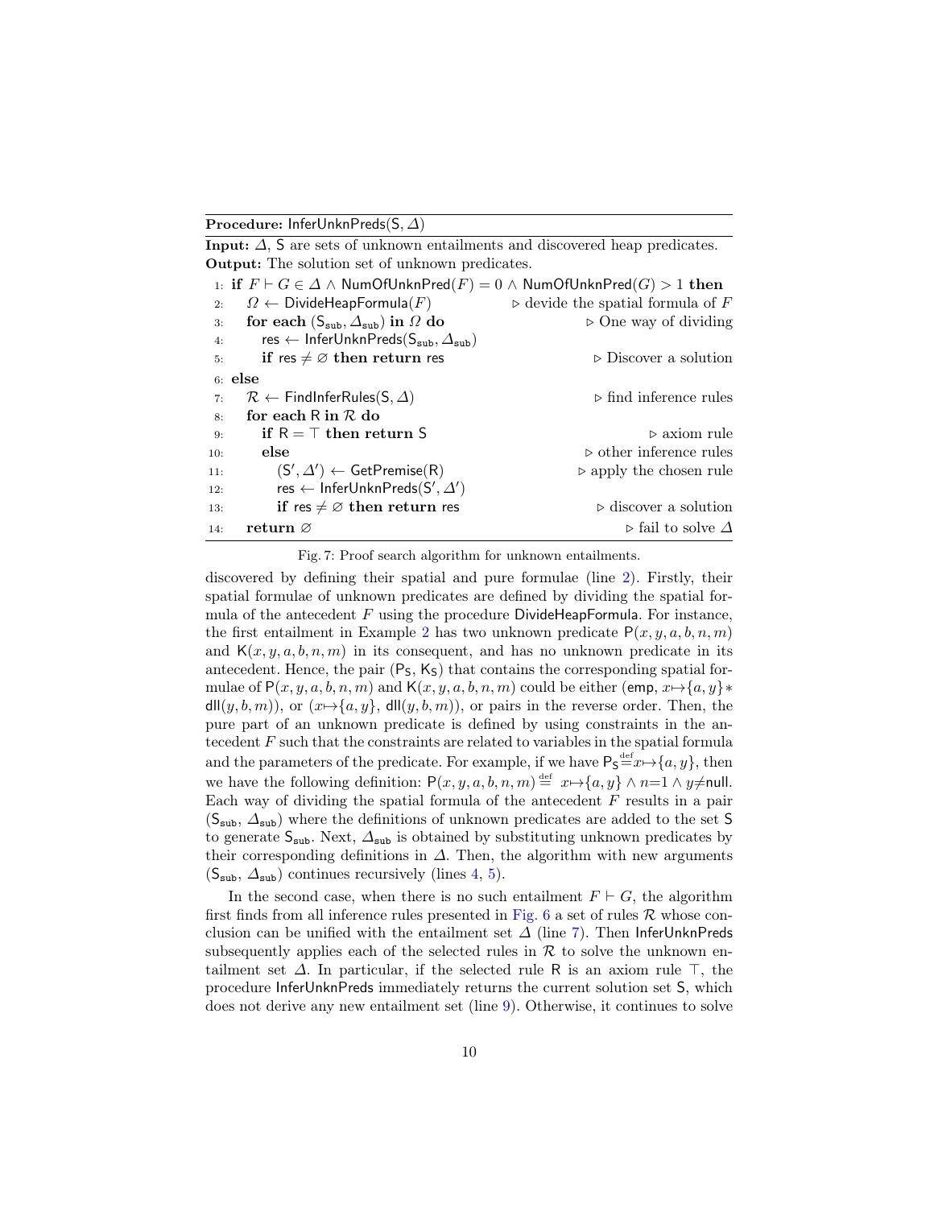**Procedure:** $\mathsf{InferUnknPreds}(\mathsf{S}, \Delta)$

**Input:** $\Delta$, $\mathsf{S}$ are sets of unknown entailments and discovered heap predicates.
**Output:** The solution set of unknown predicates.

```
1:  if F ⊢ G ∈ Δ ∧ NumOfUnknPred(F) = 0 ∧ NumOfUnknPred(G) > 1 then
2:      Ω ← DivideHeapFormula(F)                    ▷ devide the spatial formula of F
3:      for each (S_sub, Δ_sub) in Ω do              ▷ One way of dividing
4:          res ← InferUnknPreds(S_sub, Δ_sub)
5:          if res ≠ ∅ then return res               ▷ Discover a solution
6:  else
7:      R ← FindInferRules(S, Δ)                     ▷ find inference rules
8:      for each R in R do
9:          if R = ⊤ then return S                    ▷ axiom rule
10:         else                                      ▷ other inference rules
11:             (S', Δ') ← GetPremise(R)              ▷ apply the chosen rule
12:             res ← InferUnknPreds(S', Δ')
13:             if res ≠ ∅ then return res            ▷ discover a solution
14:     return ∅                                      ▷ fail to solve Δ
```

Fig. 7: Proof search algorithm for unknown entailments.

discovered by defining their spatial and pure formulae (line 2). Firstly, their spatial formulae of unknown predicates are defined by dividing the spatial formula of the antecedent $F$ using the procedure $\mathsf{DivideHeapFormula}$. For instance, the first entailment in Example 2 has two unknown predicate $\mathsf{P}(x, y, a, b, n, m)$ and $\mathsf{K}(x, y, a, b, n, m)$ in its consequent, and has no unknown predicate in its antecedent. Hence, the pair $(\mathsf{P_S}, \mathsf{K_S})$ that contains the corresponding spatial formulae of $\mathsf{P}(x, y, a, b, n, m)$ and $\mathsf{K}(x, y, a, b, n, m)$ could be either ($\mathsf{emp}$, $x{\mapsto}\{a, y\} * \mathsf{dll}(y, b, m)$), or ($x{\mapsto}\{a, y\}$, $\mathsf{dll}(y, b, m)$), or pairs in the reverse order. Then, the pure part of an unknown predicate is defined by using constraints in the antecedent $F$ such that the constraints are related to variables in the spatial formula and the parameters of the predicate. For example, if we have $\mathsf{P_S} \overset{\text{def}}{=} x{\mapsto}\{a, y\}$, then we have the following definition: $\mathsf{P}(x, y, a, b, n, m) \overset{\text{def}}{=} x{\mapsto}\{a, y\} \wedge n{=}1 \wedge y{\neq}\mathsf{null}$. Each way of dividing the spatial formula of the antecedent $F$ results in a pair ($\mathsf{S_{sub}}$, $\Delta_{\mathsf{sub}}$) where the definitions of unknown predicates are added to the set $\mathsf{S}$ to generate $\mathsf{S_{sub}}$. Next, $\Delta_{\mathsf{sub}}$ is obtained by substituting unknown predicates by their corresponding definitions in $\Delta$. Then, the algorithm with new arguments ($\mathsf{S_{sub}}$, $\Delta_{\mathsf{sub}}$) continues recursively (lines 4, 5).

In the second case, when there is no such entailment $F \vdash G$, the algorithm first finds from all inference rules presented in Fig. 6 a set of rules $\mathcal{R}$ whose conclusion can be unified with the entailment set $\Delta$ (line 7). Then $\mathsf{InferUnknPreds}$ subsequently applies each of the selected rules in $\mathcal{R}$ to solve the unknown entailment set $\Delta$. In particular, if the selected rule $\mathsf{R}$ is an axiom rule $\top$, the procedure $\mathsf{InferUnknPreds}$ immediately returns the current solution set $\mathsf{S}$, which does not derive any new entailment set (line 9). Otherwise, it continues to solve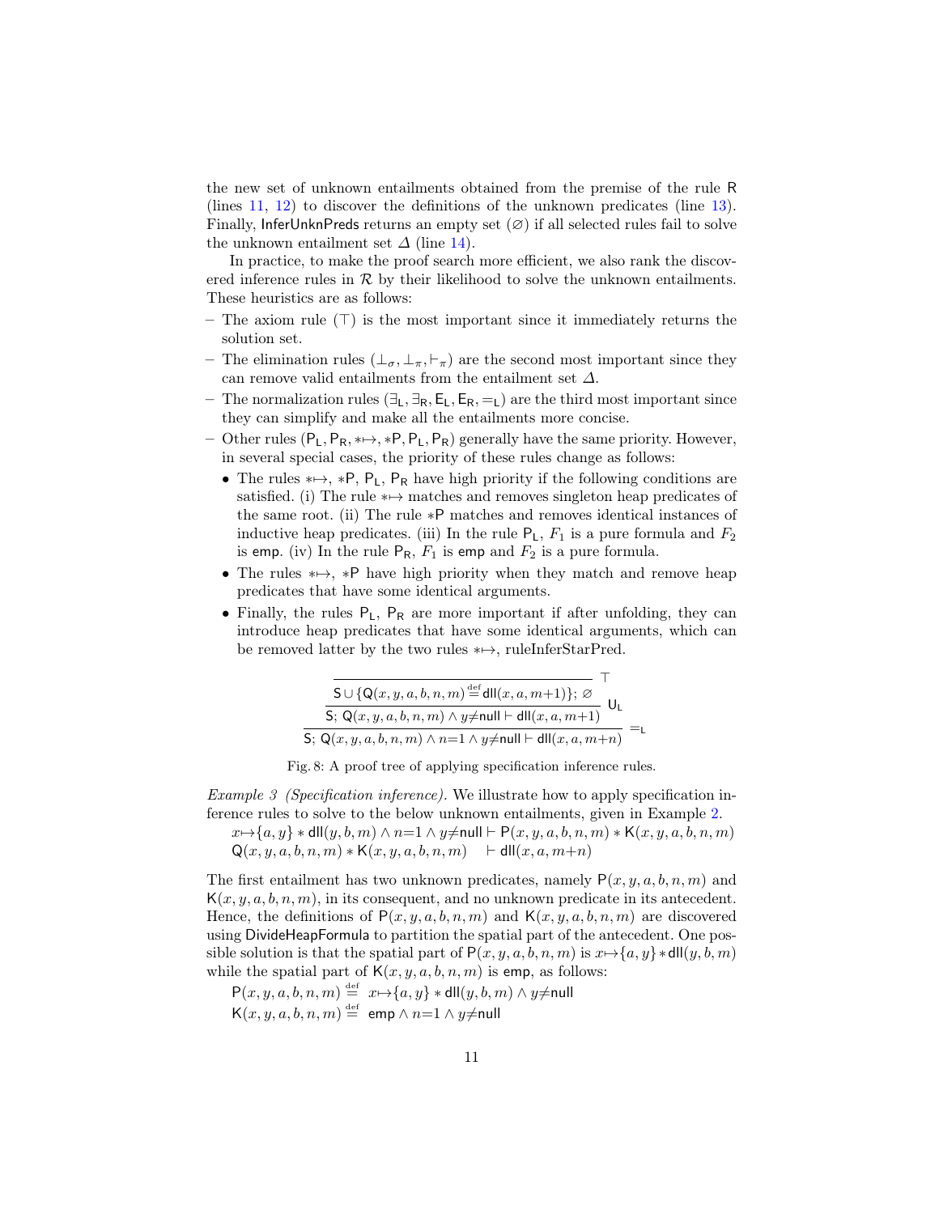the new set of unknown entailments obtained from the premise of the rule $\mathsf{R}$ (lines 11, 12) to discover the definitions of the unknown predicates (line 13). Finally, InferUnknPreds returns an empty set ($\varnothing$) if all selected rules fail to solve the unknown entailment set $\Delta$ (line 14).

In practice, to make the proof search more efficient, we also rank the discovered inference rules in $\mathcal{R}$ by their likelihood to solve the unknown entailments. These heuristics are as follows:

- The axiom rule ($\top$) is the most important since it immediately returns the solution set.
- The elimination rules ($\bot_\sigma, \bot_\pi, \vdash_\pi$) are the second most important since they can remove valid entailments from the entailment set $\Delta$.
- The normalization rules ($\exists_\mathsf{L}, \exists_\mathsf{R}, \mathsf{E}_\mathsf{L}, \mathsf{E}_\mathsf{R}, =_\mathsf{L}$) are the third most important since they can simplify and make all the entailments more concise.
- Other rules ($\mathsf{P}_\mathsf{L}, \mathsf{P}_\mathsf{R}, *\!\!\mapsto, *\mathsf{P}, \mathsf{P}_\mathsf{L}, \mathsf{P}_\mathsf{R}$) generally have the same priority. However, in several special cases, the priority of these rules change as follows:
  - The rules $*\!\!\mapsto, *\mathsf{P}, \mathsf{P}_\mathsf{L}, \mathsf{P}_\mathsf{R}$ have high priority if the following conditions are satisfied. (i) The rule $*\!\!\mapsto$ matches and removes singleton heap predicates of the same root. (ii) The rule $*\mathsf{P}$ matches and removes identical instances of inductive heap predicates. (iii) In the rule $\mathsf{P}_\mathsf{L}$, $F_1$ is a pure formula and $F_2$ is $\mathsf{emp}$. (iv) In the rule $\mathsf{P}_\mathsf{R}$, $F_1$ is $\mathsf{emp}$ and $F_2$ is a pure formula.
  - The rules $*\!\!\mapsto$, $*\mathsf{P}$ have high priority when they match and remove heap predicates that have some identical arguments.
  - Finally, the rules $\mathsf{P}_\mathsf{L}$, $\mathsf{P}_\mathsf{R}$ are more important if after unfolding, they can introduce heap predicates that have some identical arguments, which can be removed latter by the two rules $*\!\!\mapsto$, ruleInferStarPred.

$$
\dfrac{\dfrac{\dfrac{}{\mathsf{S} \cup \{\mathsf{Q}(x,y,a,b,n,m) \stackrel{\text{def}}{=} \mathsf{dll}(x,a,m{+}1)\};\ \varnothing}\ \top}{\mathsf{S};\ \mathsf{Q}(x,y,a,b,n,m) \wedge y{\neq}\mathsf{null} \vdash \mathsf{dll}(x,a,m{+}1)}\ \mathsf{U}_\mathsf{L}}{\mathsf{S};\ \mathsf{Q}(x,y,a,b,n,m) \wedge n{=}1 \wedge y{\neq}\mathsf{null} \vdash \mathsf{dll}(x,a,m{+}n)}\ =_\mathsf{L}
$$

Fig. 8: A proof tree of applying specification inference rules.

*Example 3 (Specification inference).* We illustrate how to apply specification inference rules to solve to the below unknown entailments, given in Example 2.

$$x{\mapsto}\{a,y\} * \mathsf{dll}(y,b,m) \wedge n{=}1 \wedge y{\neq}\mathsf{null} \vdash \mathsf{P}(x,y,a,b,n,m) * \mathsf{K}(x,y,a,b,n,m)$$
$$\mathsf{Q}(x,y,a,b,n,m) * \mathsf{K}(x,y,a,b,n,m) \quad \vdash \mathsf{dll}(x,a,m{+}n)$$

The first entailment has two unknown predicates, namely $\mathsf{P}(x,y,a,b,n,m)$ and $\mathsf{K}(x,y,a,b,n,m)$, in its consequent, and no unknown predicate in its antecedent. Hence, the definitions of $\mathsf{P}(x,y,a,b,n,m)$ and $\mathsf{K}(x,y,a,b,n,m)$ are discovered using DivideHeapFormula to partition the spatial part of the antecedent. One possible solution is that the spatial part of $\mathsf{P}(x,y,a,b,n,m)$ is $x{\mapsto}\{a,y\} * \mathsf{dll}(y,b,m)$ while the spatial part of $\mathsf{K}(x,y,a,b,n,m)$ is $\mathsf{emp}$, as follows:

$$\mathsf{P}(x,y,a,b,n,m) \stackrel{\text{def}}{=} x{\mapsto}\{a,y\} * \mathsf{dll}(y,b,m) \wedge y{\neq}\mathsf{null}$$
$$\mathsf{K}(x,y,a,b,n,m) \stackrel{\text{def}}{=} \mathsf{emp} \wedge n{=}1 \wedge y{\neq}\mathsf{null}$$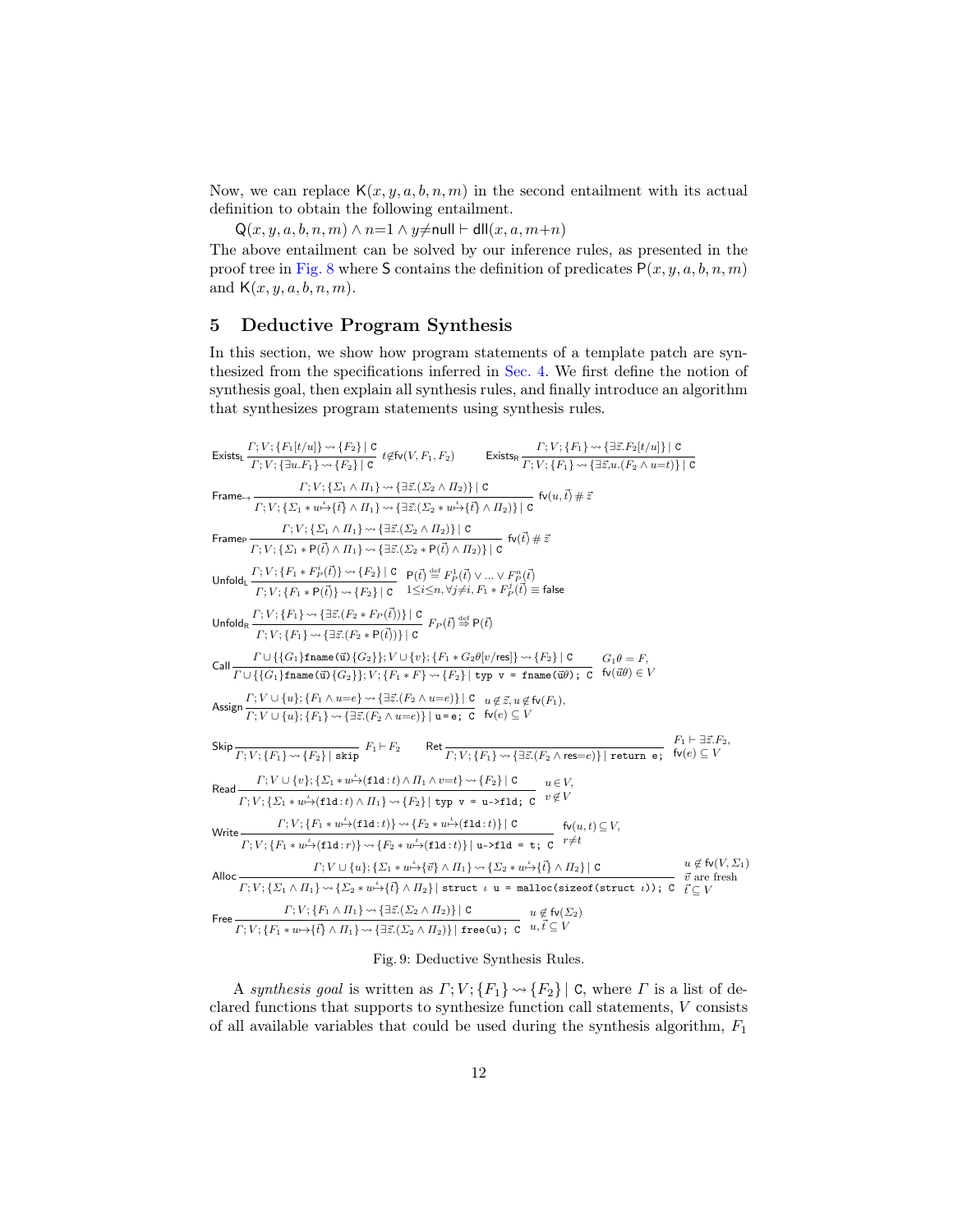Now, we can replace $\mathsf{K}(x, y, a, b, n, m)$ in the second entailment with its actual definition to obtain the following entailment.

$\mathsf{Q}(x, y, a, b, n, m) \wedge n{=}1 \wedge y{\neq}\mathsf{null} \vdash \mathsf{dll}(x, a, m{+}n)$

The above entailment can be solved by our inference rules, as presented in the proof tree in Fig. 8 where $\mathsf{S}$ contains the definition of predicates $\mathsf{P}(x, y, a, b, n, m)$ and $\mathsf{K}(x, y, a, b, n, m)$.

## 5 Deductive Program Synthesis

In this section, we show how program statements of a template patch are synthesized from the specifications inferred in Sec. 4. We first define the notion of synthesis goal, then explain all synthesis rules, and finally introduce an algorithm that synthesizes program statements using synthesis rules.

$$\textsf{Exists}_\textsf{L}\ \frac{\Gamma; V; \{F_1[t/u]\} \leadsto \{F_2\} \mid \mathtt{C}}{\Gamma; V; \{\exists u. F_1\} \leadsto \{F_2\} \mid \mathtt{C}}\ t \notin \mathsf{fv}(V, F_1, F_2) \qquad \textsf{Exists}_\textsf{R}\ \frac{\Gamma; V; \{F_1\} \leadsto \{\exists \vec{z}. F_2[t/u]\} \mid \mathtt{C}}{\Gamma; V; \{F_1\} \leadsto \{\exists \vec{z}, u. (F_2 \wedge u{=}t)\} \mid \mathtt{C}}$$

$$\textsf{Frame}_\mapsto\ \frac{\Gamma; V; \{\Sigma_1 \wedge \Pi_1\} \leadsto \{\exists \vec{z}. (\Sigma_2 \wedge \Pi_2)\} \mid \mathtt{C}}{\Gamma; V; \{\Sigma_1 * u \overset{\iota}{\mapsto} \{\vec{t}\} \wedge \Pi_1\} \leadsto \{\exists \vec{z}. (\Sigma_2 * u \overset{\iota}{\mapsto} \{\vec{t}\} \wedge \Pi_2)\} \mid \mathtt{C}}\ \mathsf{fv}(u, \vec{t}) \# \vec{z}$$

$$\textsf{Frame}_\textsf{P}\ \frac{\Gamma; V; \{\Sigma_1 \wedge \Pi_1\} \leadsto \{\exists \vec{z}. (\Sigma_2 \wedge \Pi_2)\} \mid \mathtt{C}}{\Gamma; V; \{\Sigma_1 * \mathsf{P}(\vec{t}) \wedge \Pi_1\} \leadsto \{\exists \vec{z}. (\Sigma_2 * \mathsf{P}(\vec{t}) \wedge \Pi_2)\} \mid \mathtt{C}}\ \mathsf{fv}(\vec{t}) \# \vec{z}$$

$$\textsf{Unfold}_\textsf{L}\ \frac{\Gamma; V; \{F_1 * F_P^i(\vec{t})\} \leadsto \{F_2\} \mid \mathtt{C}}{\Gamma; V; \{F_1 * \mathsf{P}(\vec{t})\} \leadsto \{F_2\} \mid \mathtt{C}}\ \begin{array}{l}\mathsf{P}(\vec{t}) \overset{\text{def}}{=} F_P^1(\vec{t}) \vee ... \vee F_P^n(\vec{t}) \\ 1{\le}i{\le}n, \forall j{\neq}i, F_1 * F_P^j(\vec{t}) \equiv \mathsf{false}\end{array}$$

$$\textsf{Unfold}_\textsf{R}\ \frac{\Gamma; V; \{F_1\} \leadsto \{\exists \vec{z}. (F_2 * F_P(\vec{t}))\} \mid \mathtt{C}}{\Gamma; V; \{F_1\} \leadsto \{\exists \vec{z}. (F_2 * \mathsf{P}(\vec{t}))\} \mid \mathtt{C}}\ F_P(\vec{t}) \overset{\text{def}}{\Rightarrow} \mathsf{P}(\vec{t})$$

$$\textsf{Call}\ \frac{\Gamma \cup \{\{G_1\}\mathtt{fname}(\vec{\mathtt{u}})\{G_2\}\}; V \cup \{v\}; \{F_1 * G_2\theta[v/\mathsf{res}]\} \leadsto \{F_2\} \mid \mathtt{C}}{\Gamma \cup \{\{G_1\}\mathtt{fname}(\vec{\mathtt{u}})\{G_2\}\}; V; \{F_1 * F\} \leadsto \{F_2\} \mid \mathtt{typ\ v\ =\ fname(}\vec{\mathtt{u}}\theta\mathtt{);\ C}}\ \begin{array}{l}G_1\theta = F, \\ \mathsf{fv}(\vec{u}\theta) \in V\end{array}$$

$$\textsf{Assign}\ \frac{\Gamma; V \cup \{u\}; \{F_1 \wedge u{=}e\} \leadsto \{\exists \vec{z}. (F_2 \wedge u{=}e)\} \mid \mathtt{C}}{\Gamma; V \cup \{u\}; \{F_1\} \leadsto \{\exists \vec{z}. (F_2 \wedge u{=}e)\} \mid \mathtt{u=e;\ C}}\ \begin{array}{l}u \notin \vec{z}, u \notin \mathsf{fv}(F_1), \\ \mathsf{fv}(e) \subseteq V\end{array}$$

$$\textsf{Skip}\ \frac{}{\Gamma; V; \{F_1\} \leadsto \{F_2\} \mid \mathtt{skip}}\ F_1 \vdash F_2 \qquad \textsf{Ret}\ \frac{}{\Gamma; V; \{F_1\} \leadsto \{\exists \vec{z}. (F_2 \wedge \mathsf{res}{=}e)\} \mid \mathtt{return\ e;}}\ \begin{array}{l}F_1 \vdash \exists \vec{z}. F_2, \\ \mathsf{fv}(e) \subseteq V\end{array}$$

$$\textsf{Read}\ \frac{\Gamma; V \cup \{v\}; \{\Sigma_1 * u \overset{\iota}{\mapsto} (\mathtt{fld}: t) \wedge \Pi_1 \wedge v{=}t\} \leadsto \{F_2\} \mid \mathtt{C}}{\Gamma; V; \{\Sigma_1 * u \overset{\iota}{\mapsto} (\mathtt{fld}: t) \wedge \Pi_1\} \leadsto \{F_2\} \mid \mathtt{typ\ v\ =\ u\text{->}fld;\ C}}\ \begin{array}{l}u \in V, \\ v \notin V\end{array}$$

$$\textsf{Write}\ \frac{\Gamma; V; \{F_1 * u \overset{\iota}{\mapsto} (\mathtt{fld}: t)\} \leadsto \{F_2 * u \overset{\iota}{\mapsto} (\mathtt{fld}: t)\} \mid \mathtt{C}}{\Gamma; V; \{F_1 * u \overset{\iota}{\mapsto} (\mathtt{fld}: r)\} \leadsto \{F_2 * u \overset{\iota}{\mapsto} (\mathtt{fld}: t)\} \mid \mathtt{u\text{->}fld\ =\ t;\ C}}\ \begin{array}{l}\mathsf{fv}(u, t) \subseteq V, \\ r{\neq}t\end{array}$$

$$\textsf{Alloc}\ \frac{\Gamma; V \cup \{u\}; \{\Sigma_1 * u \overset{\iota}{\mapsto} \{\vec{v}\} \wedge \Pi_1\} \leadsto \{\Sigma_2 * u \overset{\iota}{\mapsto} \{\vec{t}\} \wedge \Pi_2\} \mid \mathtt{C}}{\Gamma; V; \{\Sigma_1 \wedge \Pi_1\} \leadsto \{\Sigma_2 * u \overset{\iota}{\mapsto} \{\vec{t}\} \wedge \Pi_2\} \mid \mathtt{struct}\ \iota\ \mathtt{u\ =\ malloc(sizeof(struct}\ \iota\mathtt{));\ C}}\ \begin{array}{l}u \notin \mathsf{fv}(V, \Sigma_1) \\ \vec{v} \text{ are fresh} \\ \vec{t} \subseteq V\end{array}$$

$$\textsf{Free}\ \frac{\Gamma; V; \{F_1 \wedge \Pi_1\} \leadsto \{\exists \vec{z}. (\Sigma_2 \wedge \Pi_2)\} \mid \mathtt{C}}{\Gamma; V; \{F_1 * u {\mapsto} \{\vec{t}\} \wedge \Pi_1\} \leadsto \{\exists \vec{z}. (\Sigma_2 \wedge \Pi_2)\} \mid \mathtt{free(u);\ C}}\ \begin{array}{l}u \notin \mathsf{fv}(\Sigma_2) \\ u, \vec{t} \subseteq V\end{array}$$

Fig. 9: Deductive Synthesis Rules.

A *synthesis goal* is written as $\Gamma; V; \{F_1\} \leadsto \{F_2\} \mid \mathtt{C}$, where $\Gamma$ is a list of declared functions that supports to synthesize function call statements, $V$ consists of all available variables that could be used during the synthesis algorithm, $F_1$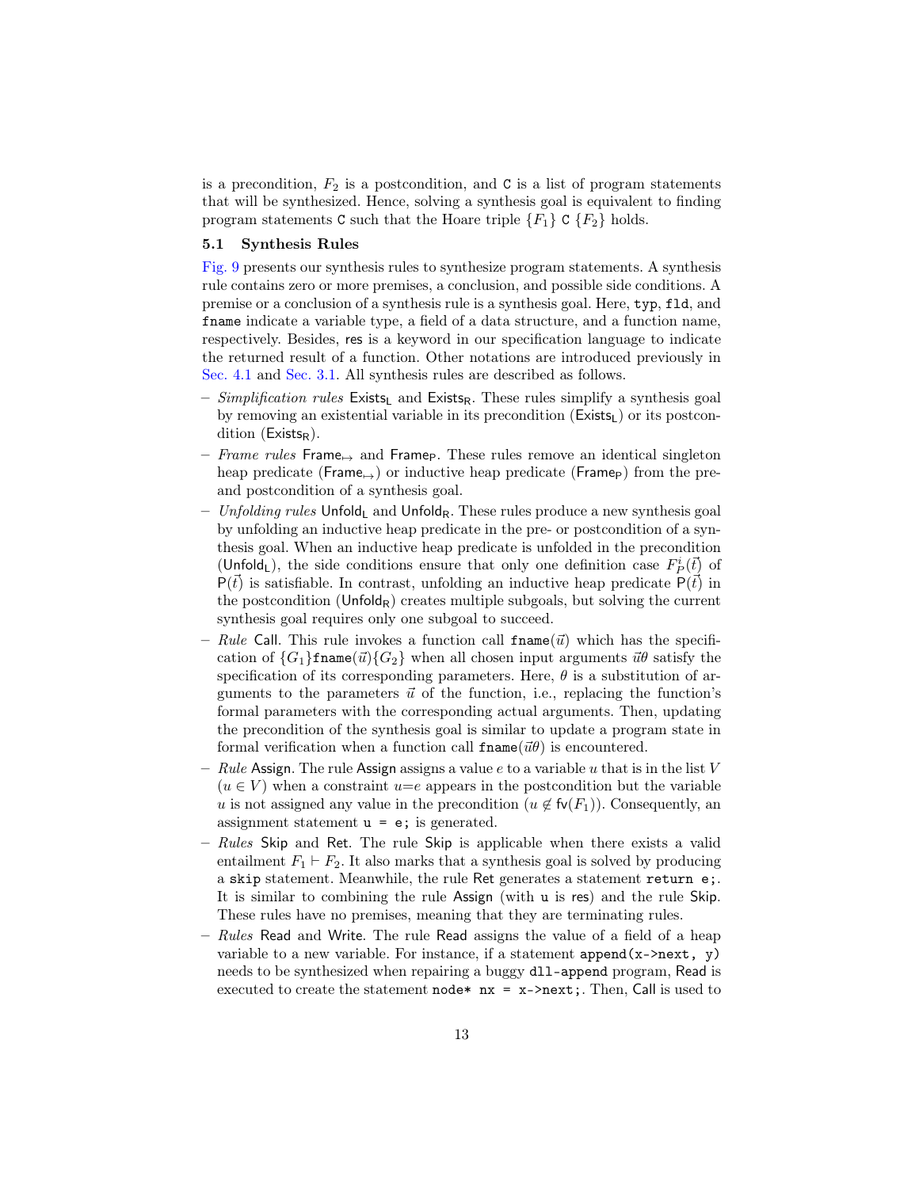is a precondition, $F_2$ is a postcondition, and C is a list of program statements that will be synthesized. Hence, solving a synthesis goal is equivalent to finding program statements C such that the Hoare triple $\{F_1\}$ C $\{F_2\}$ holds.

### 5.1 Synthesis Rules

Fig. 9 presents our synthesis rules to synthesize program statements. A synthesis rule contains zero or more premises, a conclusion, and possible side conditions. A premise or a conclusion of a synthesis rule is a synthesis goal. Here, `typ`, `fld`, and `fname` indicate a variable type, a field of a data structure, and a function name, respectively. Besides, res is a keyword in our specification language to indicate the returned result of a function. Other notations are introduced previously in Sec. 4.1 and Sec. 3.1. All synthesis rules are described as follows.

- *Simplification rules* $\mathsf{Exists_L}$ and $\mathsf{Exists_R}$. These rules simplify a synthesis goal by removing an existential variable in its precondition ($\mathsf{Exists_L}$) or its postcondition ($\mathsf{Exists_R}$).
- *Frame rules* $\mathsf{Frame}_{\mapsto}$ and $\mathsf{Frame_P}$. These rules remove an identical singleton heap predicate ($\mathsf{Frame}_{\mapsto}$) or inductive heap predicate ($\mathsf{Frame_P}$) from the pre- and postcondition of a synthesis goal.
- *Unfolding rules* $\mathsf{Unfold_L}$ and $\mathsf{Unfold_R}$. These rules produce a new synthesis goal by unfolding an inductive heap predicate in the pre- or postcondition of a synthesis goal. When an inductive heap predicate is unfolded in the precondition ($\mathsf{Unfold_L}$), the side conditions ensure that only one definition case $F^i_P(\vec{t})$ of $\mathsf{P}(\vec{t})$ is satisfiable. In contrast, unfolding an inductive heap predicate $\mathsf{P}(\vec{t})$ in the postcondition ($\mathsf{Unfold_R}$) creates multiple subgoals, but solving the current synthesis goal requires only one subgoal to succeed.
- *Rule* Call. This rule invokes a function call $\mathtt{fname}(\vec{u})$ which has the specification of $\{G_1\}\mathtt{fname}(\vec{u})\{G_2\}$ when all chosen input arguments $\vec{u}\theta$ satisfy the specification of its corresponding parameters. Here, $\theta$ is a substitution of arguments to the parameters $\vec{u}$ of the function, i.e., replacing the function's formal parameters with the corresponding actual arguments. Then, updating the precondition of the synthesis goal is similar to update a program state in formal verification when a function call $\mathtt{fname}(\vec{u}\theta)$ is encountered.
- *Rule* Assign. The rule Assign assigns a value $e$ to a variable $u$ that is in the list $V$ ($u \in V$) when a constraint $u{=}e$ appears in the postcondition but the variable $u$ is not assigned any value in the precondition ($u \notin \mathsf{fv}(F_1)$). Consequently, an assignment statement `u = e;` is generated.
- *Rules* Skip and Ret. The rule Skip is applicable when there exists a valid entailment $F_1 \vdash F_2$. It also marks that a synthesis goal is solved by producing a `skip` statement. Meanwhile, the rule Ret generates a statement `return e;`. It is similar to combining the rule Assign (with u is res) and the rule Skip. These rules have no premises, meaning that they are terminating rules.
- *Rules* Read and Write. The rule Read assigns the value of a field of a heap variable to a new variable. For instance, if a statement `append(x->next, y)` needs to be synthesized when repairing a buggy `dll-append` program, Read is executed to create the statement `node* nx = x->next;`. Then, Call is used to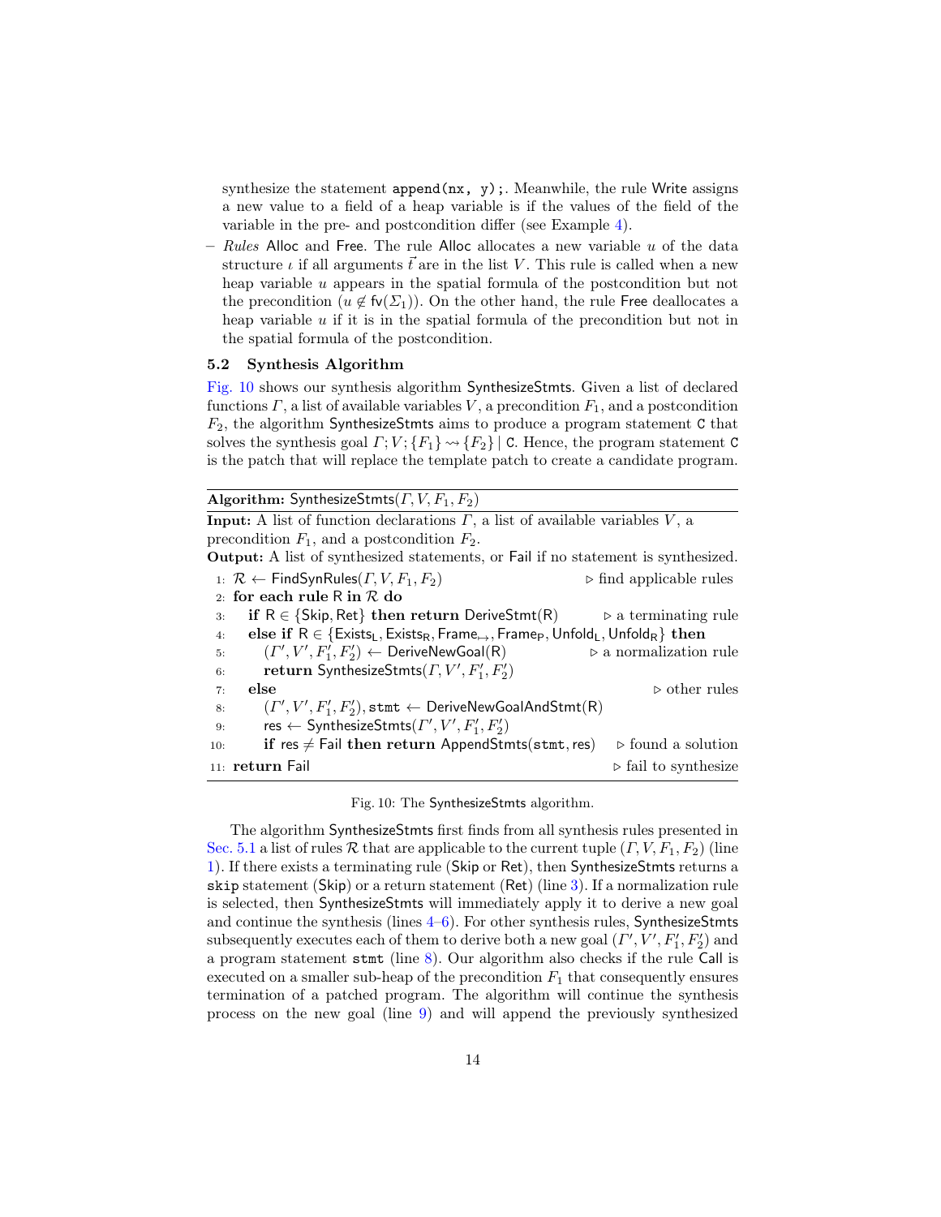synthesize the statement `append(nx, y);`. Meanwhile, the rule Write assigns a new value to a field of a heap variable is if the values of the field of the variable in the pre- and postcondition differ (see Example 4).

– *Rules* Alloc and Free. The rule Alloc allocates a new variable $u$ of the data structure $\iota$ if all arguments $\vec{t}$ are in the list $V$. This rule is called when a new heap variable $u$ appears in the spatial formula of the postcondition but not the precondition ($u \notin \mathsf{fv}(\Sigma_1)$). On the other hand, the rule Free deallocates a heap variable $u$ if it is in the spatial formula of the precondition but not in the spatial formula of the postcondition.

### 5.2 Synthesis Algorithm

Fig. 10 shows our synthesis algorithm SynthesizeStmts. Given a list of declared functions $\Gamma$, a list of available variables $V$, a precondition $F_1$, and a postcondition $F_2$, the algorithm SynthesizeStmts aims to produce a program statement C that solves the synthesis goal $\Gamma; V; \{F_1\} \rightsquigarrow \{F_2\} \mid \mathsf{C}$. Hence, the program statement C is the patch that will replace the template patch to create a candidate program.

**Algorithm:** SynthesizeStmts($\Gamma, V, F_1, F_2$)

**Input:** A list of function declarations $\Gamma$, a list of available variables $V$, a precondition $F_1$, and a postcondition $F_2$.

**Output:** A list of synthesized statements, or Fail if no statement is synthesized.

```
1:  R ← FindSynRules(Γ, V, F1, F2)                          ▷ find applicable rules
2:  for each rule R in R do
3:     if R ∈ {Skip, Ret} then return DeriveStmt(R)           ▷ a terminating rule
4:     else if R ∈ {Exists_L, Exists_R, Frame_↦, Frame_P, Unfold_L, Unfold_R} then
5:        (Γ', V', F1', F2') ← DeriveNewGoal(R)                ▷ a normalization rule
6:        return SynthesizeStmts(Γ, V', F1', F2')
7:     else                                                     ▷ other rules
8:        (Γ', V', F1', F2'), stmt ← DeriveNewGoalAndStmt(R)
9:        res ← SynthesizeStmts(Γ', V', F1', F2')
10:       if res ≠ Fail then return AppendStmts(stmt, res)     ▷ found a solution
11: return Fail                                                 ▷ fail to synthesize
```

Fig. 10: The SynthesizeStmts algorithm.

The algorithm SynthesizeStmts first finds from all synthesis rules presented in Sec. 5.1 a list of rules $\mathcal{R}$ that are applicable to the current tuple $(\Gamma, V, F_1, F_2)$ (line 1). If there exists a terminating rule (Skip or Ret), then SynthesizeStmts returns a `skip` statement (Skip) or a return statement (Ret) (line 3). If a normalization rule is selected, then SynthesizeStmts will immediately apply it to derive a new goal and continue the synthesis (lines 4–6). For other synthesis rules, SynthesizeStmts subsequently executes each of them to derive both a new goal $(\Gamma', V', F_1', F_2')$ and a program statement `stmt` (line 8). Our algorithm also checks if the rule Call is executed on a smaller sub-heap of the precondition $F_1$ that consequently ensures termination of a patched program. The algorithm will continue the synthesis process on the new goal (line 9) and will append the previously synthesized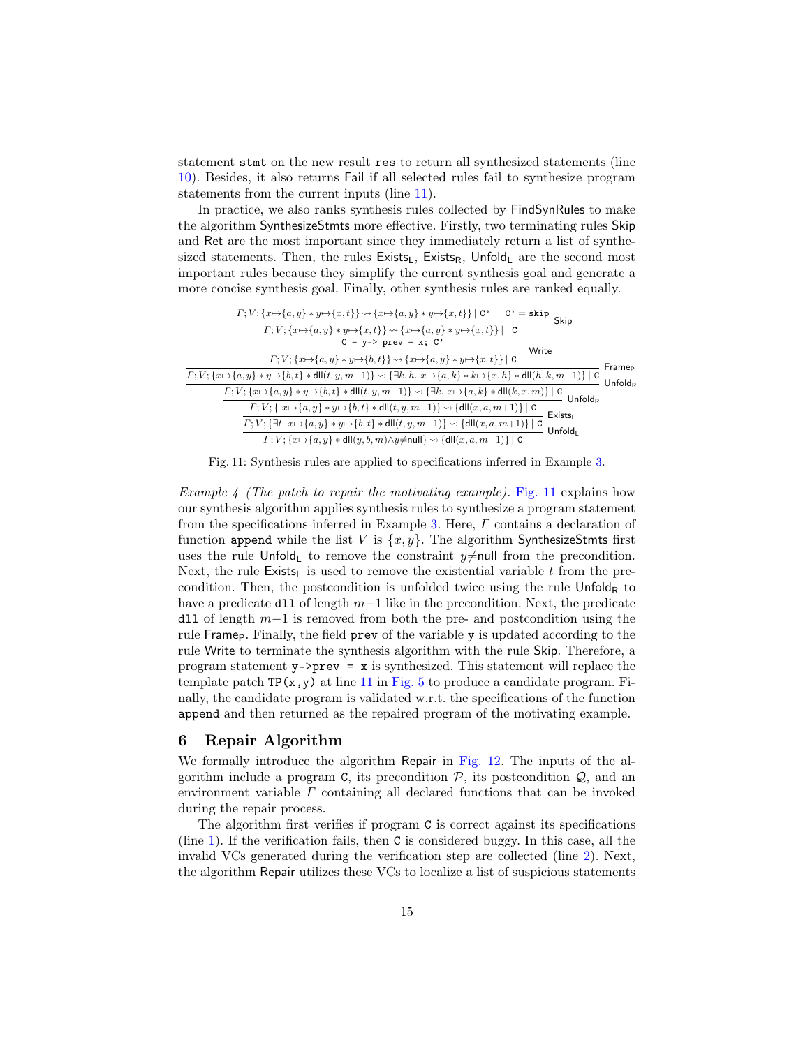statement `stmt` on the new result `res` to return all synthesized statements (line 10). Besides, it also returns Fail if all selected rules fail to synthesize program statements from the current inputs (line 11).

In practice, we also ranks synthesis rules collected by FindSynRules to make the algorithm SynthesizeStmts more effective. Firstly, two terminating rules Skip and Ret are the most important since they immediately return a list of synthesized statements. Then, the rules $\mathsf{Exists_L}$, $\mathsf{Exists_R}$, $\mathsf{Unfold_L}$ are the second most important rules because they simplify the current synthesis goal and generate a more concise synthesis goal. Finally, other synthesis rules are ranked equally.

$$
\dfrac{\dfrac{\dfrac{\dfrac{\dfrac{\dfrac{\Gamma; V; \{x{\mapsto}\{a,y\} * y{\mapsto}\{x,t\}\} \rightsquigarrow \{x{\mapsto}\{a,y\} * y{\mapsto}\{x,t\}\} \mid \texttt{C'} \quad \texttt{C'} = \texttt{skip}}{\Gamma; V; \{x{\mapsto}\{a,y\} * y{\mapsto}\{x,t\}\} \rightsquigarrow \{x{\mapsto}\{a,y\} * y{\mapsto}\{x,t\}\} \mid \texttt{C}}\ \mathsf{Skip} \qquad \texttt{C = y-> prev = x; C'}}{\Gamma; V; \{x{\mapsto}\{a,y\} * y{\mapsto}\{b,t\}\} \rightsquigarrow \{x{\mapsto}\{a,y\} * y{\mapsto}\{x,t\}\} \mid \texttt{C}}\ \mathsf{Write}}{\Gamma; V; \{x{\mapsto}\{a,y\} * y{\mapsto}\{b,t\} * \mathsf{dll}(t,y,m{-}1)\} \rightsquigarrow \{\exists k,h.\ x{\mapsto}\{a,k\} * k{\mapsto}\{x,h\} * \mathsf{dll}(h,k,m{-}1)\} \mid \texttt{C}}\ \mathsf{Frame_P}}{\Gamma; V; \{x{\mapsto}\{a,y\} * y{\mapsto}\{b,t\} * \mathsf{dll}(t,y,m{-}1)\} \rightsquigarrow \{\exists k.\ x{\mapsto}\{a,k\} * \mathsf{dll}(k,x,m)\} \mid \texttt{C}}\ \mathsf{Unfold_R}}{\Gamma; V; \{x{\mapsto}\{a,y\} * y{\mapsto}\{b,t\} * \mathsf{dll}(t,y,m{-}1)\} \rightsquigarrow \{\mathsf{dll}(x,a,m{+}1)\} \mid \texttt{C}}\ \mathsf{Unfold_R}}{\dfrac{\Gamma; V; \{\exists t.\ x{\mapsto}\{a,y\} * y{\mapsto}\{b,t\} * \mathsf{dll}(t,y,m{-}1)\} \rightsquigarrow \{\mathsf{dll}(x,a,m{+}1)\} \mid \texttt{C}}{\Gamma; V; \{x{\mapsto}\{a,y\} * \mathsf{dll}(y,b,m) \wedge y{\neq}\mathsf{null}\} \rightsquigarrow \{\mathsf{dll}(x,a,m{+}1)\} \mid \texttt{C}}\ \mathsf{Unfold_L}}\ \mathsf{Exists_L}
$$

Fig. 11: Synthesis rules are applied to specifications inferred in Example 3.

*Example 4 (The patch to repair the motivating example).* Fig. 11 explains how our synthesis algorithm applies synthesis rules to synthesize a program statement from the specifications inferred in Example 3. Here, $\Gamma$ contains a declaration of function `append` while the list $V$ is $\{x, y\}$. The algorithm SynthesizeStmts first uses the rule $\mathsf{Unfold_L}$ to remove the constraint $y{\neq}\mathsf{null}$ from the precondition. Next, the rule $\mathsf{Exists_L}$ is used to remove the existential variable $t$ from the precondition. Then, the postcondition is unfolded twice using the rule $\mathsf{Unfold_R}$ to have a predicate `dll` of length $m{-}1$ like in the precondition. Next, the predicate `dll` of length $m{-}1$ is removed from both the pre- and postcondition using the rule $\mathsf{Frame_P}$. Finally, the field `prev` of the variable `y` is updated according to the rule Write to terminate the synthesis algorithm with the rule Skip. Therefore, a program statement `y->prev = x` is synthesized. This statement will replace the template patch `TP(x,y)` at line 11 in Fig. 5 to produce a candidate program. Finally, the candidate program is validated w.r.t. the specifications of the function `append` and then returned as the repaired program of the motivating example.

## 6 Repair Algorithm

We formally introduce the algorithm Repair in Fig. 12. The inputs of the algorithm include a program `C`, its precondition $\mathcal{P}$, its postcondition $\mathcal{Q}$, and an environment variable $\Gamma$ containing all declared functions that can be invoked during the repair process.

The algorithm first verifies if program `C` is correct against its specifications (line 1). If the verification fails, then `C` is considered buggy. In this case, all the invalid VCs generated during the verification step are collected (line 2). Next, the algorithm Repair utilizes these VCs to localize a list of suspicious statements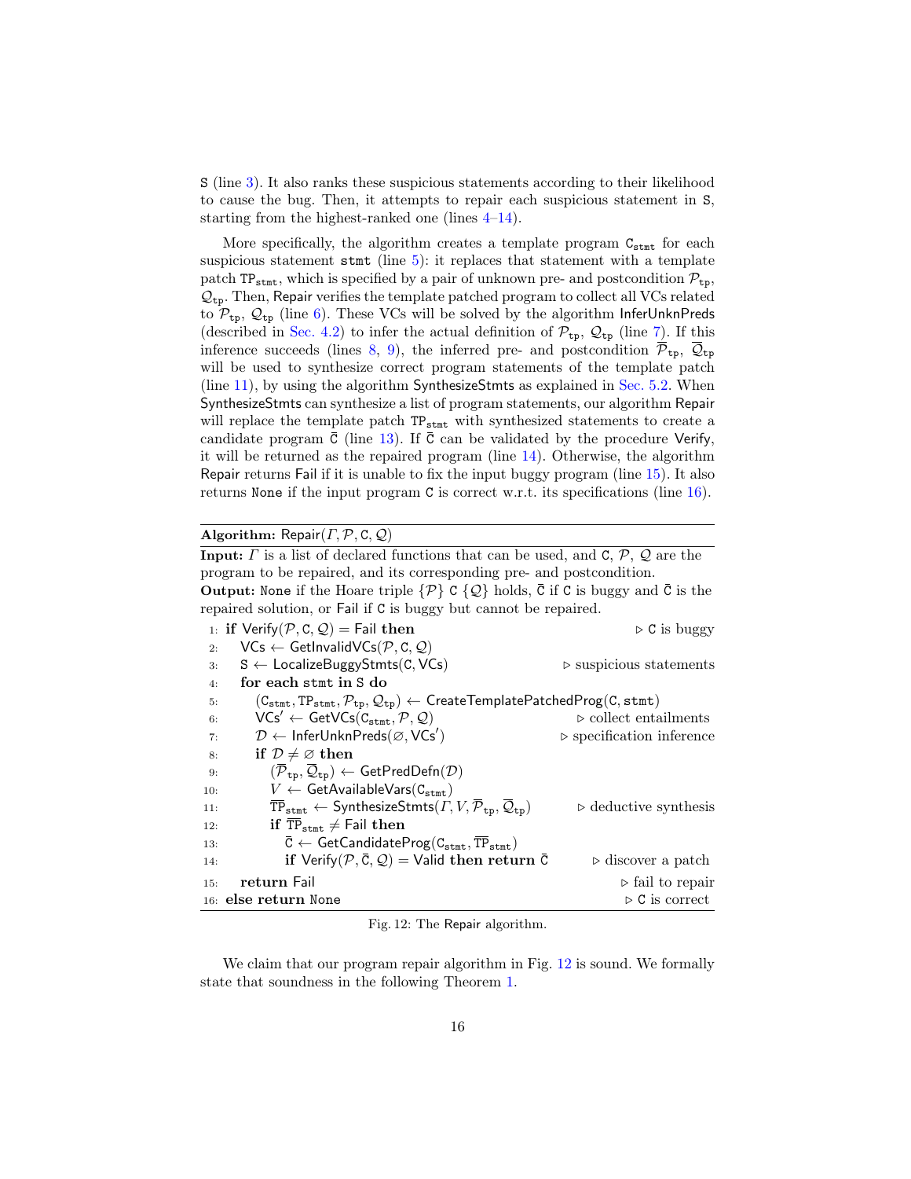S (line 3). It also ranks these suspicious statements according to their likelihood to cause the bug. Then, it attempts to repair each suspicious statement in S, starting from the highest-ranked one (lines 4–14).

More specifically, the algorithm creates a template program $\mathtt{C_{stmt}}$ for each suspicious statement stmt (line 5): it replaces that statement with a template patch $\mathtt{TP_{stmt}}$, which is specified by a pair of unknown pre- and postcondition $\mathcal{P}_{\mathtt{tp}}$, $\mathcal{Q}_{\mathtt{tp}}$. Then, Repair verifies the template patched program to collect all VCs related to $\mathcal{P}_{\mathtt{tp}}$, $\mathcal{Q}_{\mathtt{tp}}$ (line 6). These VCs will be solved by the algorithm InferUnknPreds (described in Sec. 4.2) to infer the actual definition of $\mathcal{P}_{\mathtt{tp}}$, $\mathcal{Q}_{\mathtt{tp}}$ (line 7). If this inference succeeds (lines 8, 9), the inferred pre- and postcondition $\overline{\mathcal{P}}_{\mathtt{tp}}$, $\overline{\mathcal{Q}}_{\mathtt{tp}}$ will be used to synthesize correct program statements of the template patch (line 11), by using the algorithm SynthesizeStmts as explained in Sec. 5.2. When SynthesizeStmts can synthesize a list of program statements, our algorithm Repair will replace the template patch $\mathtt{TP_{stmt}}$ with synthesized statements to create a candidate program $\bar{\mathtt{C}}$ (line 13). If $\bar{\mathtt{C}}$ can be validated by the procedure Verify, it will be returned as the repaired program (line 14). Otherwise, the algorithm Repair returns Fail if it is unable to fix the input buggy program (line 15). It also returns None if the input program C is correct w.r.t. its specifications (line 16).

---

**Algorithm:** Repair($\Gamma, \mathcal{P}, \mathtt{C}, \mathcal{Q}$)

**Input:** $\Gamma$ is a list of declared functions that can be used, and C, $\mathcal{P}$, $\mathcal{Q}$ are the program to be repaired, and its corresponding pre- and postcondition.
**Output:** None if the Hoare triple $\{\mathcal{P}\}\ \mathtt{C}\ \{\mathcal{Q}\}$ holds, $\bar{\mathtt{C}}$ if C is buggy and $\bar{\mathtt{C}}$ is the repaired solution, or Fail if C is buggy but cannot be repaired.

```
1:  if Verify(P, C, Q) = Fail then                                ▷ C is buggy
2:     VCs ← GetInvalidVCs(P, C, Q)
3:     S ← LocalizeBuggyStmts(C, VCs)                             ▷ suspicious statements
4:     for each stmt in S do
5:        (C_stmt, TP_stmt, P_tp, Q_tp) ← CreateTemplatePatchedProg(C, stmt)
6:        VCs' ← GetVCs(C_stmt, P, Q)                             ▷ collect entailments
7:        D ← InferUnknPreds(∅, VCs')                             ▷ specification inference
8:        if D ≠ ∅ then
9:           (P̄_tp, Q̄_tp) ← GetPredDefn(D)
10:          V ← GetAvailableVars(C_stmt)
11:          T̄P_stmt ← SynthesizeStmts(Γ, V, P̄_tp, Q̄_tp)         ▷ deductive synthesis
12:          if T̄P_stmt ≠ Fail then
13:             C̄ ← GetCandidateProg(C_stmt, T̄P_stmt)
14:             if Verify(P, C̄, Q) = Valid then return C̄          ▷ discover a patch
15:    return Fail                                                ▷ fail to repair
16: else return None                                              ▷ C is correct
```

Fig. 12: The Repair algorithm.

We claim that our program repair algorithm in Fig. 12 is sound. We formally state that soundness in the following Theorem 1.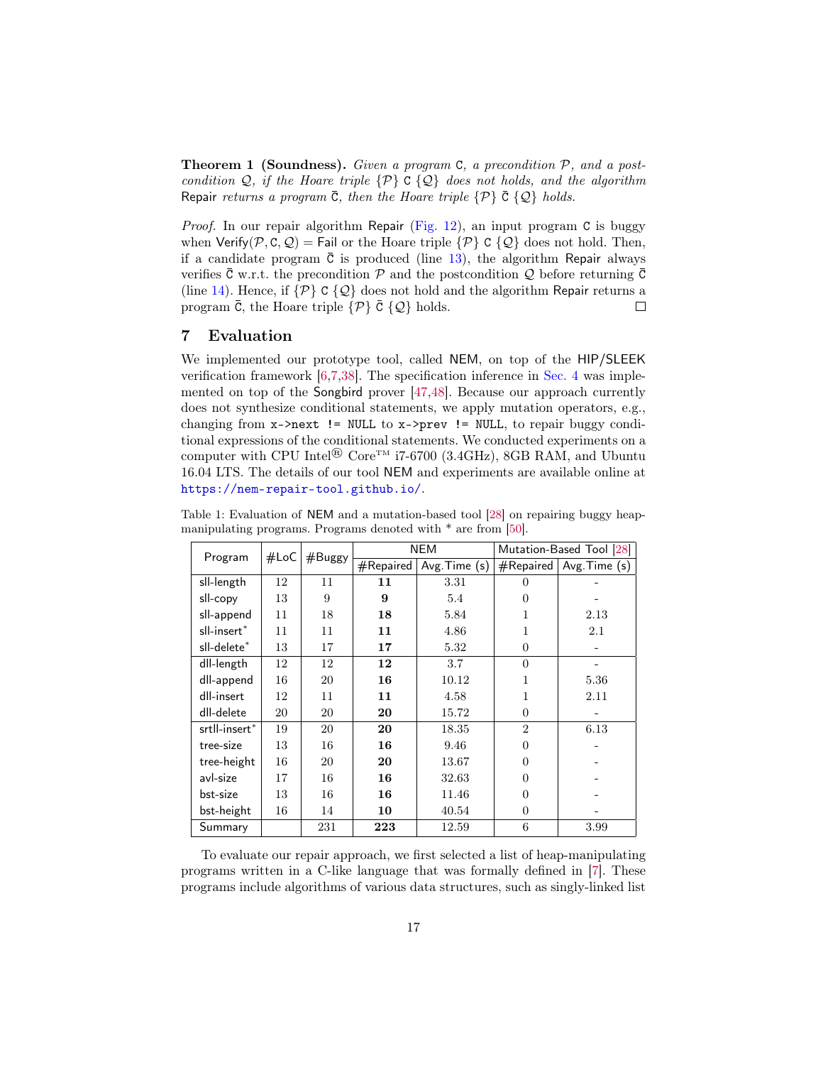**Theorem 1 (Soundness).** *Given a program* C*, a precondition* $\mathcal{P}$*, and a postcondition* $\mathcal{Q}$*, if the Hoare triple* $\{\mathcal{P}\}$ C $\{\mathcal{Q}\}$ *does not holds, and the algorithm* Repair *returns a program* $\bar{\text{C}}$*, then the Hoare triple* $\{\mathcal{P}\}$ $\bar{\text{C}}$ $\{\mathcal{Q}\}$ *holds.*

*Proof.* In our repair algorithm Repair (Fig. 12), an input program C is buggy when Verify($\mathcal{P}$, C, $\mathcal{Q}$) = Fail or the Hoare triple $\{\mathcal{P}\}$ C $\{\mathcal{Q}\}$ does not hold. Then, if a candidate program $\bar{\text{C}}$ is produced (line 13), the algorithm Repair always verifies $\bar{\text{C}}$ w.r.t. the precondition $\mathcal{P}$ and the postcondition $\mathcal{Q}$ before returning $\bar{\text{C}}$ (line 14). Hence, if $\{\mathcal{P}\}$ C $\{\mathcal{Q}\}$ does not hold and the algorithm Repair returns a program $\bar{\text{C}}$, the Hoare triple $\{\mathcal{P}\}$ $\bar{\text{C}}$ $\{\mathcal{Q}\}$ holds. □

## 7 Evaluation

We implemented our prototype tool, called NEM, on top of the HIP/SLEEK verification framework [6,7,38]. The specification inference in Sec. 4 was implemented on top of the Songbird prover [47,48]. Because our approach currently does not synthesize conditional statements, we apply mutation operators, e.g., changing from `x->next != NULL` to `x->prev != NULL`, to repair buggy conditional expressions of the conditional statements. We conducted experiments on a computer with CPU Intel® Core™ i7-6700 (3.4GHz), 8GB RAM, and Ubuntu 16.04 LTS. The details of our tool NEM and experiments are available online at https://nem-repair-tool.github.io/.

Table 1: Evaluation of NEM and a mutation-based tool [28] on repairing buggy heap-manipulating programs. Programs denoted with * are from [50].

| Program | #LoC | #Buggy | NEM | | Mutation-Based Tool [28] | |
|---|---|---|---|---|---|---|
| | | | #Repaired | Avg.Time (s) | #Repaired | Avg.Time (s) |
| sll-length | 12 | 11 | **11** | 3.31 | 0 | - |
| sll-copy | 13 | 9 | **9** | 5.4 | 0 | - |
| sll-append | 11 | 18 | **18** | 5.84 | 1 | 2.13 |
| sll-insert* | 11 | 11 | **11** | 4.86 | 1 | 2.1 |
| sll-delete* | 13 | 17 | **17** | 5.32 | 0 | - |
| dll-length | 12 | 12 | **12** | 3.7 | 0 | - |
| dll-append | 16 | 20 | **16** | 10.12 | 1 | 5.36 |
| dll-insert | 12 | 11 | **11** | 4.58 | 1 | 2.11 |
| dll-delete | 20 | 20 | **20** | 15.72 | 0 | - |
| srtll-insert* | 19 | 20 | **20** | 18.35 | 2 | 6.13 |
| tree-size | 13 | 16 | **16** | 9.46 | 0 | - |
| tree-height | 16 | 20 | **20** | 13.67 | 0 | - |
| avl-size | 17 | 16 | **16** | 32.63 | 0 | - |
| bst-size | 13 | 16 | **16** | 11.46 | 0 | - |
| bst-height | 16 | 14 | **10** | 40.54 | 0 | - |
| Summary | | 231 | **223** | 12.59 | 6 | 3.99 |

To evaluate our repair approach, we first selected a list of heap-manipulating programs written in a C-like language that was formally defined in [7]. These programs include algorithms of various data structures, such as singly-linked list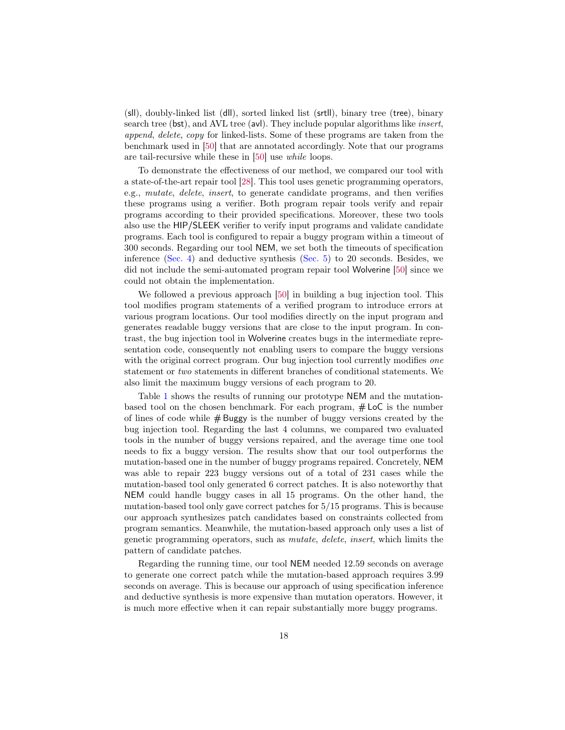(sll), doubly-linked list (dll), sorted linked list (srtll), binary tree (tree), binary search tree (bst), and AVL tree (avl). They include popular algorithms like *insert*, *append*, *delete*, *copy* for linked-lists. Some of these programs are taken from the benchmark used in [50] that are annotated accordingly. Note that our programs are tail-recursive while these in [50] use *while* loops.

To demonstrate the effectiveness of our method, we compared our tool with a state-of-the-art repair tool [28]. This tool uses genetic programming operators, e.g., *mutate*, *delete*, *insert*, to generate candidate programs, and then verifies these programs using a verifier. Both program repair tools verify and repair programs according to their provided specifications. Moreover, these two tools also use the HIP/SLEEK verifier to verify input programs and validate candidate programs. Each tool is configured to repair a buggy program within a timeout of 300 seconds. Regarding our tool NEM, we set both the timeouts of specification inference (Sec. 4) and deductive synthesis (Sec. 5) to 20 seconds. Besides, we did not include the semi-automated program repair tool Wolverine [50] since we could not obtain the implementation.

We followed a previous approach [50] in building a bug injection tool. This tool modifies program statements of a verified program to introduce errors at various program locations. Our tool modifies directly on the input program and generates readable buggy versions that are close to the input program. In contrast, the bug injection tool in Wolverine creates bugs in the intermediate representation code, consequently not enabling users to compare the buggy versions with the original correct program. Our bug injection tool currently modifies *one* statement or *two* statements in different branches of conditional statements. We also limit the maximum buggy versions of each program to 20.

Table 1 shows the results of running our prototype NEM and the mutation-based tool on the chosen benchmark. For each program, # LoC is the number of lines of code while # Buggy is the number of buggy versions created by the bug injection tool. Regarding the last 4 columns, we compared two evaluated tools in the number of buggy versions repaired, and the average time one tool needs to fix a buggy version. The results show that our tool outperforms the mutation-based one in the number of buggy programs repaired. Concretely, NEM was able to repair 223 buggy versions out of a total of 231 cases while the mutation-based tool only generated 6 correct patches. It is also noteworthy that NEM could handle buggy cases in all 15 programs. On the other hand, the mutation-based tool only gave correct patches for 5/15 programs. This is because our approach synthesizes patch candidates based on constraints collected from program semantics. Meanwhile, the mutation-based approach only uses a list of genetic programming operators, such as *mutate*, *delete*, *insert*, which limits the pattern of candidate patches.

Regarding the running time, our tool NEM needed 12.59 seconds on average to generate one correct patch while the mutation-based approach requires 3.99 seconds on average. This is because our approach of using specification inference and deductive synthesis is more expensive than mutation operators. However, it is much more effective when it can repair substantially more buggy programs.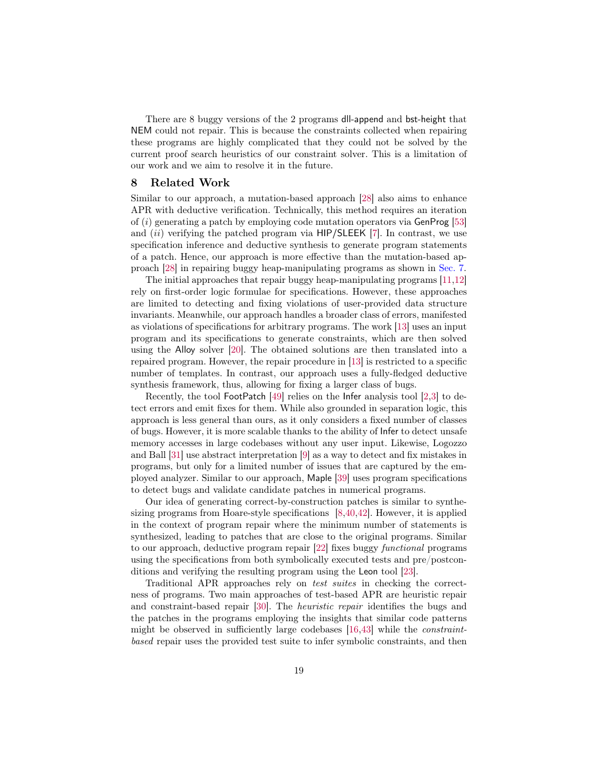There are 8 buggy versions of the 2 programs dll-append and bst-height that NEM could not repair. This is because the constraints collected when repairing these programs are highly complicated that they could not be solved by the current proof search heuristics of our constraint solver. This is a limitation of our work and we aim to resolve it in the future.

## 8 Related Work

Similar to our approach, a mutation-based approach [28] also aims to enhance APR with deductive verification. Technically, this method requires an iteration of (*i*) generating a patch by employing code mutation operators via GenProg [53] and (*ii*) verifying the patched program via HIP/SLEEK [7]. In contrast, we use specification inference and deductive synthesis to generate program statements of a patch. Hence, our approach is more effective than the mutation-based approach [28] in repairing buggy heap-manipulating programs as shown in Sec. 7.

The initial approaches that repair buggy heap-manipulating programs [11,12] rely on first-order logic formulae for specifications. However, these approaches are limited to detecting and fixing violations of user-provided data structure invariants. Meanwhile, our approach handles a broader class of errors, manifested as violations of specifications for arbitrary programs. The work [13] uses an input program and its specifications to generate constraints, which are then solved using the Alloy solver [20]. The obtained solutions are then translated into a repaired program. However, the repair procedure in [13] is restricted to a specific number of templates. In contrast, our approach uses a fully-fledged deductive synthesis framework, thus, allowing for fixing a larger class of bugs.

Recently, the tool FootPatch [49] relies on the Infer analysis tool [2,3] to detect errors and emit fixes for them. While also grounded in separation logic, this approach is less general than ours, as it only considers a fixed number of classes of bugs. However, it is more scalable thanks to the ability of Infer to detect unsafe memory accesses in large codebases without any user input. Likewise, Logozzo and Ball [31] use abstract interpretation [9] as a way to detect and fix mistakes in programs, but only for a limited number of issues that are captured by the employed analyzer. Similar to our approach, Maple [39] uses program specifications to detect bugs and validate candidate patches in numerical programs.

Our idea of generating correct-by-construction patches is similar to synthesizing programs from Hoare-style specifications [8,40,42]. However, it is applied in the context of program repair where the minimum number of statements is synthesized, leading to patches that are close to the original programs. Similar to our approach, deductive program repair [22] fixes buggy *functional* programs using the specifications from both symbolically executed tests and pre/postconditions and verifying the resulting program using the Leon tool [23].

Traditional APR approaches rely on *test suites* in checking the correctness of programs. Two main approaches of test-based APR are heuristic repair and constraint-based repair [30]. The *heuristic repair* identifies the bugs and the patches in the programs employing the insights that similar code patterns might be observed in sufficiently large codebases [16,43] while the *constraint-based* repair uses the provided test suite to infer symbolic constraints, and then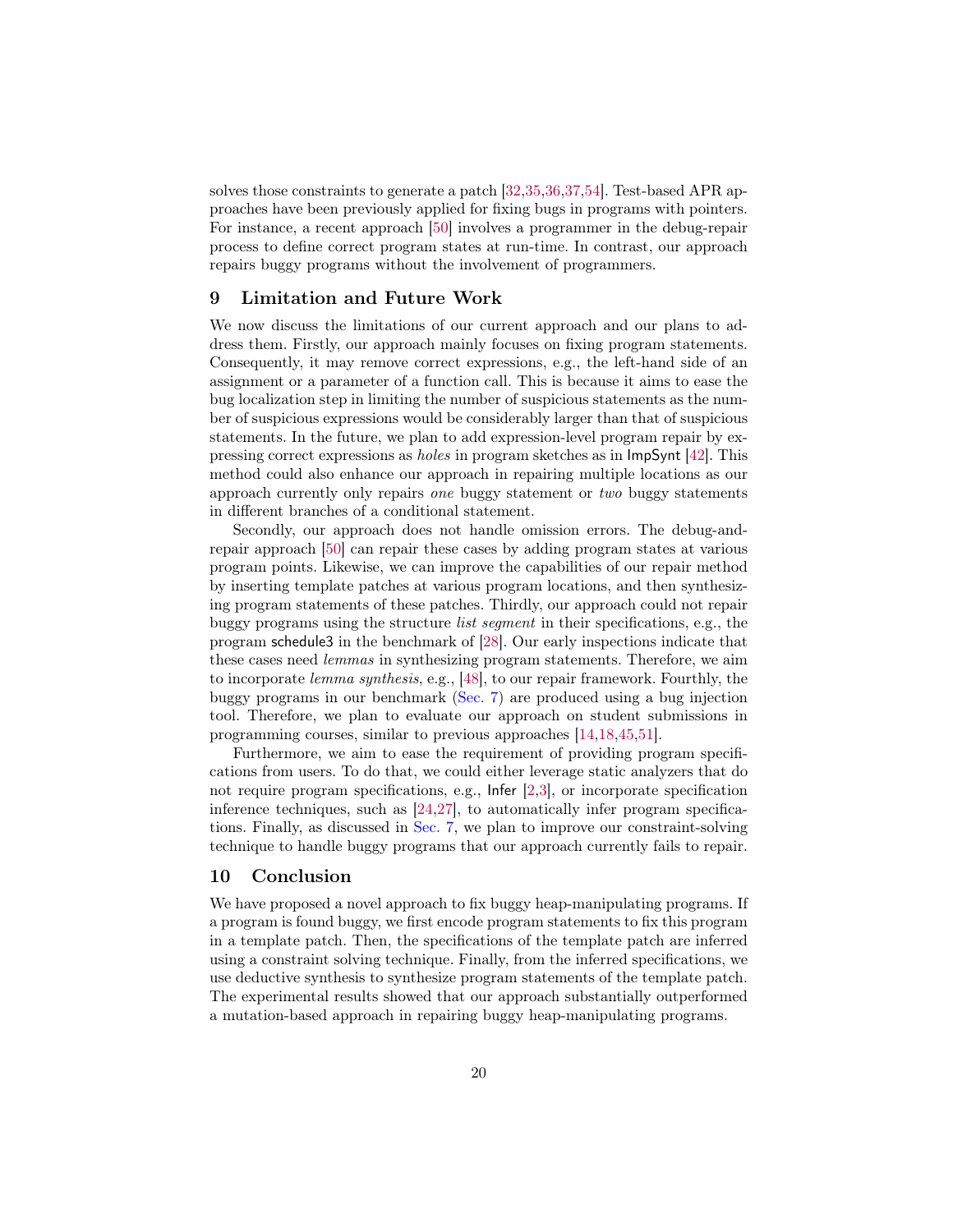solves those constraints to generate a patch [32,35,36,37,54]. Test-based APR approaches have been previously applied for fixing bugs in programs with pointers. For instance, a recent approach [50] involves a programmer in the debug-repair process to define correct program states at run-time. In contrast, our approach repairs buggy programs without the involvement of programmers.

## 9 Limitation and Future Work

We now discuss the limitations of our current approach and our plans to address them. Firstly, our approach mainly focuses on fixing program statements. Consequently, it may remove correct expressions, e.g., the left-hand side of an assignment or a parameter of a function call. This is because it aims to ease the bug localization step in limiting the number of suspicious statements as the number of suspicious expressions would be considerably larger than that of suspicious statements. In the future, we plan to add expression-level program repair by expressing correct expressions as *holes* in program sketches as in ImpSynt [42]. This method could also enhance our approach in repairing multiple locations as our approach currently only repairs *one* buggy statement or *two* buggy statements in different branches of a conditional statement.

Secondly, our approach does not handle omission errors. The debug-and-repair approach [50] can repair these cases by adding program states at various program points. Likewise, we can improve the capabilities of our repair method by inserting template patches at various program locations, and then synthesizing program statements of these patches. Thirdly, our approach could not repair buggy programs using the structure *list segment* in their specifications, e.g., the program schedule3 in the benchmark of [28]. Our early inspections indicate that these cases need *lemmas* in synthesizing program statements. Therefore, we aim to incorporate *lemma synthesis*, e.g., [48], to our repair framework. Fourthly, the buggy programs in our benchmark (Sec. 7) are produced using a bug injection tool. Therefore, we plan to evaluate our approach on student submissions in programming courses, similar to previous approaches [14,18,45,51].

Furthermore, we aim to ease the requirement of providing program specifications from users. To do that, we could either leverage static analyzers that do not require program specifications, e.g., Infer [2,3], or incorporate specification inference techniques, such as [24,27], to automatically infer program specifications. Finally, as discussed in Sec. 7, we plan to improve our constraint-solving technique to handle buggy programs that our approach currently fails to repair.

## 10 Conclusion

We have proposed a novel approach to fix buggy heap-manipulating programs. If a program is found buggy, we first encode program statements to fix this program in a template patch. Then, the specifications of the template patch are inferred using a constraint solving technique. Finally, from the inferred specifications, we use deductive synthesis to synthesize program statements of the template patch. The experimental results showed that our approach substantially outperformed a mutation-based approach in repairing buggy heap-manipulating programs.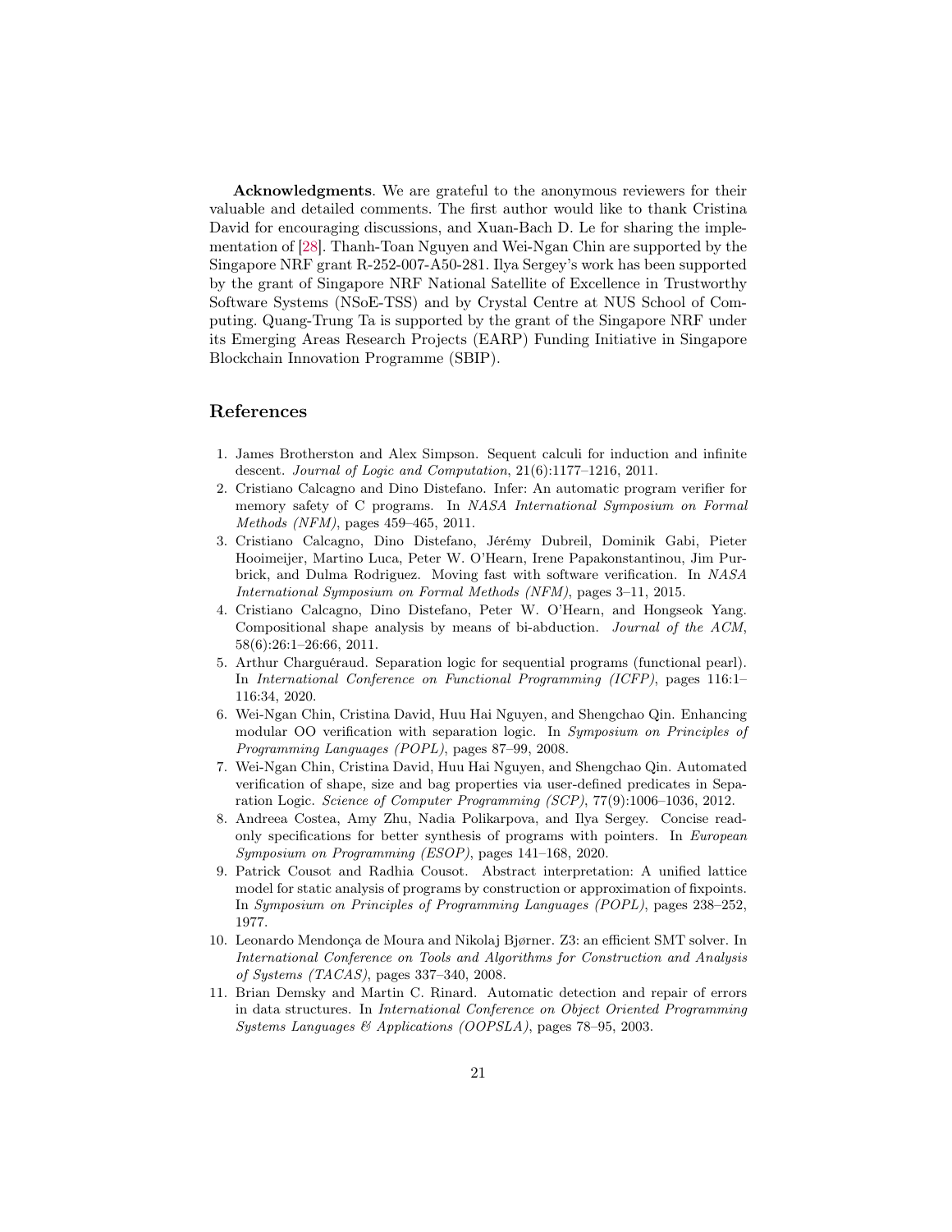**Acknowledgments**. We are grateful to the anonymous reviewers for their valuable and detailed comments. The first author would like to thank Cristina David for encouraging discussions, and Xuan-Bach D. Le for sharing the implementation of [28]. Thanh-Toan Nguyen and Wei-Ngan Chin are supported by the Singapore NRF grant R-252-007-A50-281. Ilya Sergey's work has been supported by the grant of Singapore NRF National Satellite of Excellence in Trustworthy Software Systems (NSoE-TSS) and by Crystal Centre at NUS School of Computing. Quang-Trung Ta is supported by the grant of the Singapore NRF under its Emerging Areas Research Projects (EARP) Funding Initiative in Singapore Blockchain Innovation Programme (SBIP).

## References

1. James Brotherston and Alex Simpson. Sequent calculi for induction and infinite descent. *Journal of Logic and Computation*, 21(6):1177–1216, 2011.
2. Cristiano Calcagno and Dino Distefano. Infer: An automatic program verifier for memory safety of C programs. In *NASA International Symposium on Formal Methods (NFM)*, pages 459–465, 2011.
3. Cristiano Calcagno, Dino Distefano, Jérémy Dubreil, Dominik Gabi, Pieter Hooimeijer, Martino Luca, Peter W. O'Hearn, Irene Papakonstantinou, Jim Purbrick, and Dulma Rodriguez. Moving fast with software verification. In *NASA International Symposium on Formal Methods (NFM)*, pages 3–11, 2015.
4. Cristiano Calcagno, Dino Distefano, Peter W. O'Hearn, and Hongseok Yang. Compositional shape analysis by means of bi-abduction. *Journal of the ACM*, 58(6):26:1–26:66, 2011.
5. Arthur Charguéraud. Separation logic for sequential programs (functional pearl). In *International Conference on Functional Programming (ICFP)*, pages 116:1–116:34, 2020.
6. Wei-Ngan Chin, Cristina David, Huu Hai Nguyen, and Shengchao Qin. Enhancing modular OO verification with separation logic. In *Symposium on Principles of Programming Languages (POPL)*, pages 87–99, 2008.
7. Wei-Ngan Chin, Cristina David, Huu Hai Nguyen, and Shengchao Qin. Automated verification of shape, size and bag properties via user-defined predicates in Separation Logic. *Science of Computer Programming (SCP)*, 77(9):1006–1036, 2012.
8. Andreea Costea, Amy Zhu, Nadia Polikarpova, and Ilya Sergey. Concise read-only specifications for better synthesis of programs with pointers. In *European Symposium on Programming (ESOP)*, pages 141–168, 2020.
9. Patrick Cousot and Radhia Cousot. Abstract interpretation: A unified lattice model for static analysis of programs by construction or approximation of fixpoints. In *Symposium on Principles of Programming Languages (POPL)*, pages 238–252, 1977.
10. Leonardo Mendonça de Moura and Nikolaj Bjørner. Z3: an efficient SMT solver. In *International Conference on Tools and Algorithms for Construction and Analysis of Systems (TACAS)*, pages 337–340, 2008.
11. Brian Demsky and Martin C. Rinard. Automatic detection and repair of errors in data structures. In *International Conference on Object Oriented Programming Systems Languages & Applications (OOPSLA)*, pages 78–95, 2003.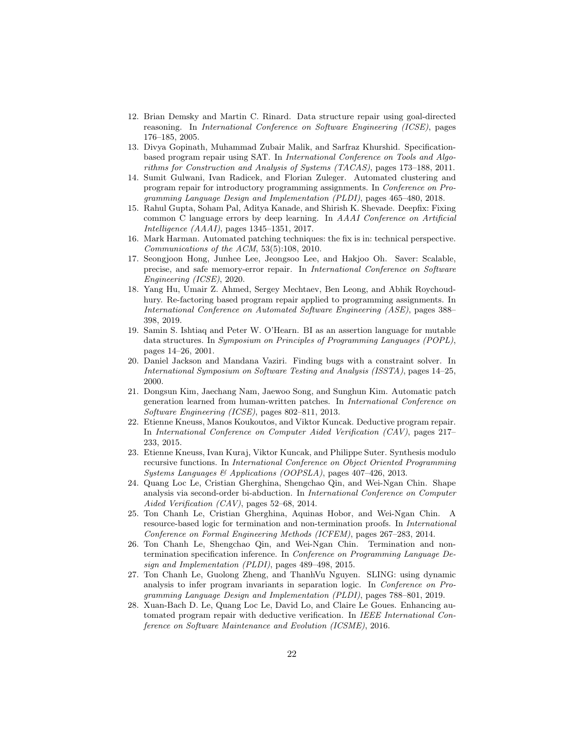12. Brian Demsky and Martin C. Rinard. Data structure repair using goal-directed reasoning. In *International Conference on Software Engineering (ICSE)*, pages 176–185, 2005.
13. Divya Gopinath, Muhammad Zubair Malik, and Sarfraz Khurshid. Specification-based program repair using SAT. In *International Conference on Tools and Algorithms for Construction and Analysis of Systems (TACAS)*, pages 173–188, 2011.
14. Sumit Gulwani, Ivan Radicek, and Florian Zuleger. Automated clustering and program repair for introductory programming assignments. In *Conference on Programming Language Design and Implementation (PLDI)*, pages 465–480, 2018.
15. Rahul Gupta, Soham Pal, Aditya Kanade, and Shirish K. Shevade. Deepfix: Fixing common C language errors by deep learning. In *AAAI Conference on Artificial Intelligence (AAAI)*, pages 1345–1351, 2017.
16. Mark Harman. Automated patching techniques: the fix is in: technical perspective. *Communications of the ACM*, 53(5):108, 2010.
17. Seongjoon Hong, Junhee Lee, Jeongsoo Lee, and Hakjoo Oh. Saver: Scalable, precise, and safe memory-error repair. In *International Conference on Software Engineering (ICSE)*, 2020.
18. Yang Hu, Umair Z. Ahmed, Sergey Mechtaev, Ben Leong, and Abhik Roychoudhury. Re-factoring based program repair applied to programming assignments. In *International Conference on Automated Software Engineering (ASE)*, pages 388–398, 2019.
19. Samin S. Ishtiaq and Peter W. O'Hearn. BI as an assertion language for mutable data structures. In *Symposium on Principles of Programming Languages (POPL)*, pages 14–26, 2001.
20. Daniel Jackson and Mandana Vaziri. Finding bugs with a constraint solver. In *International Symposium on Software Testing and Analysis (ISSTA)*, pages 14–25, 2000.
21. Dongsun Kim, Jaechang Nam, Jaewoo Song, and Sunghun Kim. Automatic patch generation learned from human-written patches. In *International Conference on Software Engineering (ICSE)*, pages 802–811, 2013.
22. Etienne Kneuss, Manos Koukoutos, and Viktor Kuncak. Deductive program repair. In *International Conference on Computer Aided Verification (CAV)*, pages 217–233, 2015.
23. Etienne Kneuss, Ivan Kuraj, Viktor Kuncak, and Philippe Suter. Synthesis modulo recursive functions. In *International Conference on Object Oriented Programming Systems Languages & Applications (OOPSLA)*, pages 407–426, 2013.
24. Quang Loc Le, Cristian Gherghina, Shengchao Qin, and Wei-Ngan Chin. Shape analysis via second-order bi-abduction. In *International Conference on Computer Aided Verification (CAV)*, pages 52–68, 2014.
25. Ton Chanh Le, Cristian Gherghina, Aquinas Hobor, and Wei-Ngan Chin. A resource-based logic for termination and non-termination proofs. In *International Conference on Formal Engineering Methods (ICFEM)*, pages 267–283, 2014.
26. Ton Chanh Le, Shengchao Qin, and Wei-Ngan Chin. Termination and non-termination specification inference. In *Conference on Programming Language Design and Implementation (PLDI)*, pages 489–498, 2015.
27. Ton Chanh Le, Guolong Zheng, and ThanhVu Nguyen. SLING: using dynamic analysis to infer program invariants in separation logic. In *Conference on Programming Language Design and Implementation (PLDI)*, pages 788–801, 2019.
28. Xuan-Bach D. Le, Quang Loc Le, David Lo, and Claire Le Goues. Enhancing automated program repair with deductive verification. In *IEEE International Conference on Software Maintenance and Evolution (ICSME)*, 2016.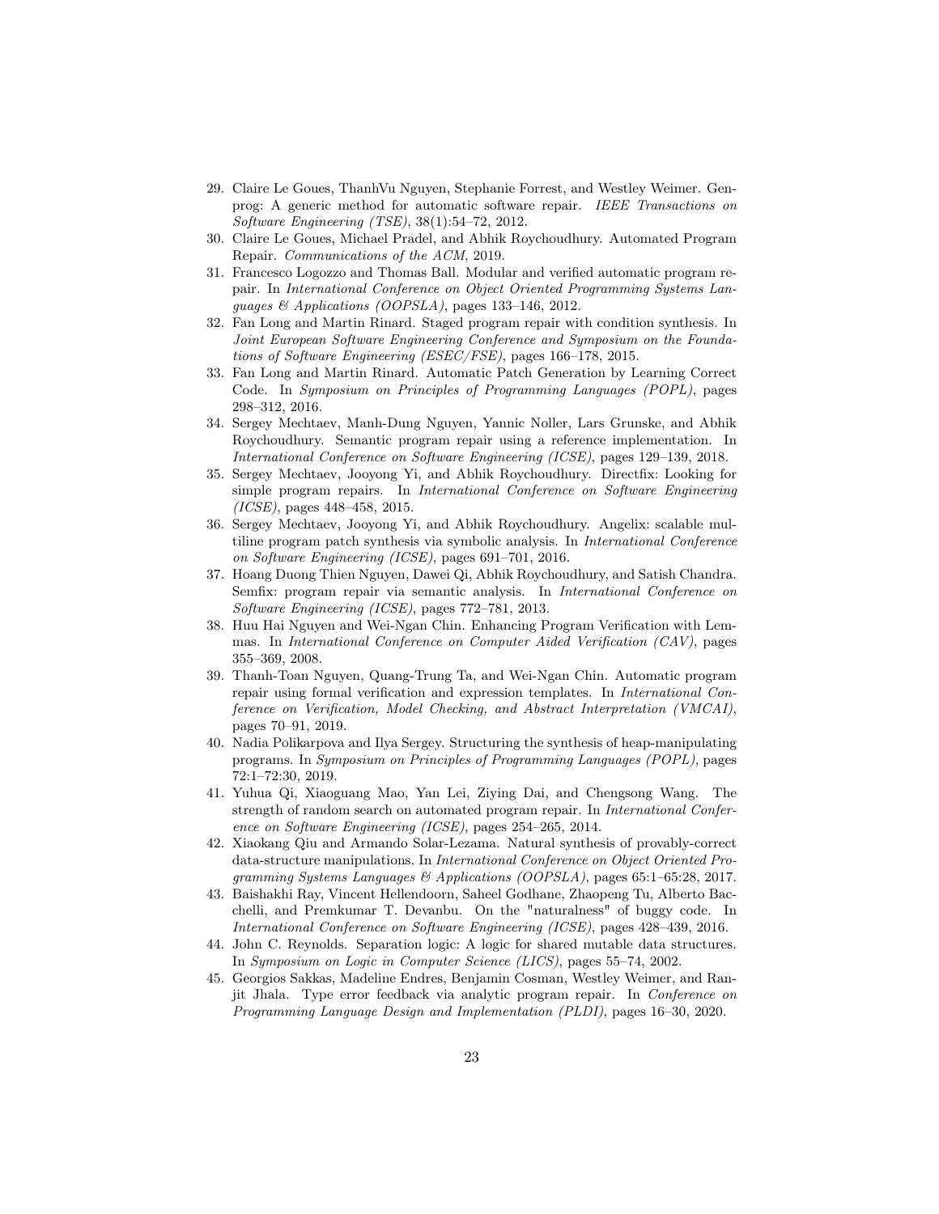29. Claire Le Goues, ThanhVu Nguyen, Stephanie Forrest, and Westley Weimer. Genprog: A generic method for automatic software repair. *IEEE Transactions on Software Engineering (TSE)*, 38(1):54–72, 2012.
30. Claire Le Goues, Michael Pradel, and Abhik Roychoudhury. Automated Program Repair. *Communications of the ACM*, 2019.
31. Francesco Logozzo and Thomas Ball. Modular and verified automatic program repair. In *International Conference on Object Oriented Programming Systems Languages & Applications (OOPSLA)*, pages 133–146, 2012.
32. Fan Long and Martin Rinard. Staged program repair with condition synthesis. In *Joint European Software Engineering Conference and Symposium on the Foundations of Software Engineering (ESEC/FSE)*, pages 166–178, 2015.
33. Fan Long and Martin Rinard. Automatic Patch Generation by Learning Correct Code. In *Symposium on Principles of Programming Languages (POPL)*, pages 298–312, 2016.
34. Sergey Mechtaev, Manh-Dung Nguyen, Yannic Noller, Lars Grunske, and Abhik Roychoudhury. Semantic program repair using a reference implementation. In *International Conference on Software Engineering (ICSE)*, pages 129–139, 2018.
35. Sergey Mechtaev, Jooyong Yi, and Abhik Roychoudhury. Directfix: Looking for simple program repairs. In *International Conference on Software Engineering (ICSE)*, pages 448–458, 2015.
36. Sergey Mechtaev, Jooyong Yi, and Abhik Roychoudhury. Angelix: scalable multiline program patch synthesis via symbolic analysis. In *International Conference on Software Engineering (ICSE)*, pages 691–701, 2016.
37. Hoang Duong Thien Nguyen, Dawei Qi, Abhik Roychoudhury, and Satish Chandra. Semfix: program repair via semantic analysis. In *International Conference on Software Engineering (ICSE)*, pages 772–781, 2013.
38. Huu Hai Nguyen and Wei-Ngan Chin. Enhancing Program Verification with Lemmas. In *International Conference on Computer Aided Verification (CAV)*, pages 355–369, 2008.
39. Thanh-Toan Nguyen, Quang-Trung Ta, and Wei-Ngan Chin. Automatic program repair using formal verification and expression templates. In *International Conference on Verification, Model Checking, and Abstract Interpretation (VMCAI)*, pages 70–91, 2019.
40. Nadia Polikarpova and Ilya Sergey. Structuring the synthesis of heap-manipulating programs. In *Symposium on Principles of Programming Languages (POPL)*, pages 72:1–72:30, 2019.
41. Yuhua Qi, Xiaoguang Mao, Yan Lei, Ziying Dai, and Chengsong Wang. The strength of random search on automated program repair. In *International Conference on Software Engineering (ICSE)*, pages 254–265, 2014.
42. Xiaokang Qiu and Armando Solar-Lezama. Natural synthesis of provably-correct data-structure manipulations. In *International Conference on Object Oriented Programming Systems Languages & Applications (OOPSLA)*, pages 65:1–65:28, 2017.
43. Baishakhi Ray, Vincent Hellendoorn, Saheel Godhane, Zhaopeng Tu, Alberto Bacchelli, and Premkumar T. Devanbu. On the "naturalness" of buggy code. In *International Conference on Software Engineering (ICSE)*, pages 428–439, 2016.
44. John C. Reynolds. Separation logic: A logic for shared mutable data structures. In *Symposium on Logic in Computer Science (LICS)*, pages 55–74, 2002.
45. Georgios Sakkas, Madeline Endres, Benjamin Cosman, Westley Weimer, and Ranjit Jhala. Type error feedback via analytic program repair. In *Conference on Programming Language Design and Implementation (PLDI)*, pages 16–30, 2020.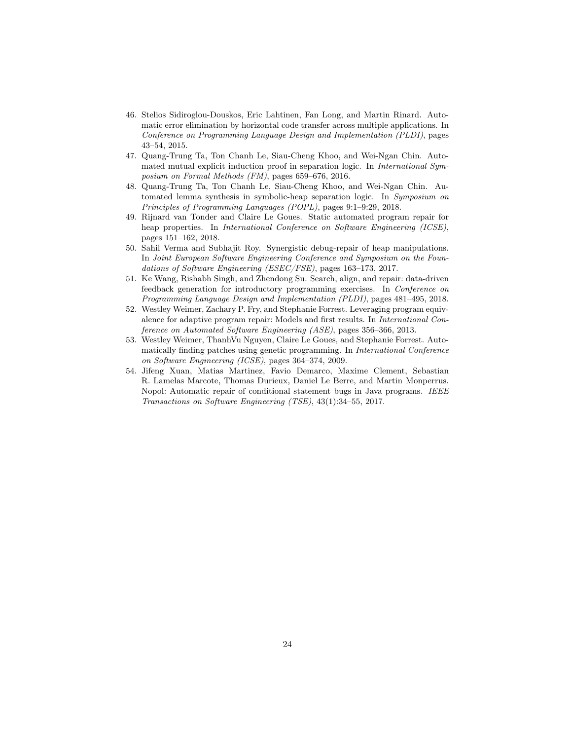46. Stelios Sidiroglou-Douskos, Eric Lahtinen, Fan Long, and Martin Rinard. Automatic error elimination by horizontal code transfer across multiple applications. In *Conference on Programming Language Design and Implementation (PLDI)*, pages 43–54, 2015.
47. Quang-Trung Ta, Ton Chanh Le, Siau-Cheng Khoo, and Wei-Ngan Chin. Automated mutual explicit induction proof in separation logic. In *International Symposium on Formal Methods (FM)*, pages 659–676, 2016.
48. Quang-Trung Ta, Ton Chanh Le, Siau-Cheng Khoo, and Wei-Ngan Chin. Automated lemma synthesis in symbolic-heap separation logic. In *Symposium on Principles of Programming Languages (POPL)*, pages 9:1–9:29, 2018.
49. Rijnard van Tonder and Claire Le Goues. Static automated program repair for heap properties. In *International Conference on Software Engineering (ICSE)*, pages 151–162, 2018.
50. Sahil Verma and Subhajit Roy. Synergistic debug-repair of heap manipulations. In *Joint European Software Engineering Conference and Symposium on the Foundations of Software Engineering (ESEC/FSE)*, pages 163–173, 2017.
51. Ke Wang, Rishabh Singh, and Zhendong Su. Search, align, and repair: data-driven feedback generation for introductory programming exercises. In *Conference on Programming Language Design and Implementation (PLDI)*, pages 481–495, 2018.
52. Westley Weimer, Zachary P. Fry, and Stephanie Forrest. Leveraging program equivalence for adaptive program repair: Models and first results. In *International Conference on Automated Software Engineering (ASE)*, pages 356–366, 2013.
53. Westley Weimer, ThanhVu Nguyen, Claire Le Goues, and Stephanie Forrest. Automatically finding patches using genetic programming. In *International Conference on Software Engineering (ICSE)*, pages 364–374, 2009.
54. Jifeng Xuan, Matias Martinez, Favio Demarco, Maxime Clement, Sebastian R. Lamelas Marcote, Thomas Durieux, Daniel Le Berre, and Martin Monperrus. Nopol: Automatic repair of conditional statement bugs in Java programs. *IEEE Transactions on Software Engineering (TSE)*, 43(1):34–55, 2017.